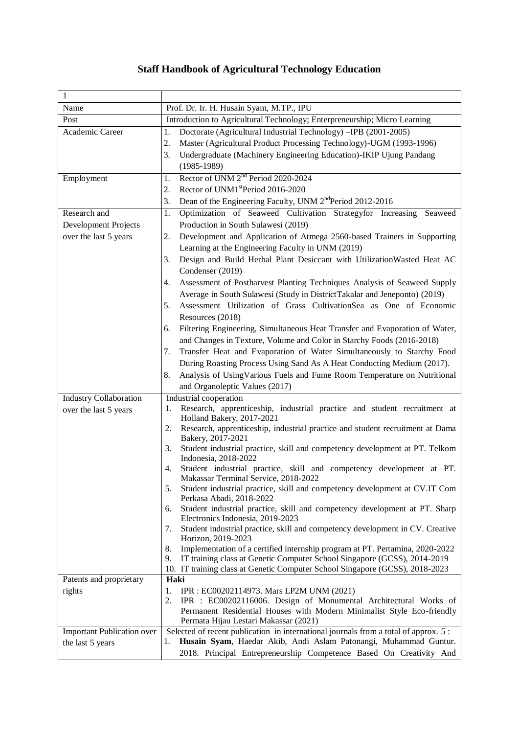# Staff Handbook of Agricultural Technology Education

| 1 | |
|---|---|
| Name | Prof. Dr. Ir. H. Husain Syam, M.TP., IPU |
| Post | Introduction to Agricultural Technology; Enterpreneurship; Micro Learning |
| Academic Career | 1. Doctorate (Agricultural Industrial Technology) –IPB (2001-2005)<br>2. Master (Agricultural Product Processing Technology)-UGM (1993-1996)<br>3. Undergraduate (Machinery Engineering Education)-IKIP Ujung Pandang (1985-1989) |
| Employment | 1. Rector of UNM 2[nd] Period 2020-2024<br>2. Rector of UNM1[st]Period 2016-2020<br>3. Dean of the Engineering Faculty, UNM 2[nd]Period 2012-2016 |
| Research and Development Projects over the last 5 years | 1. Optimization of Seaweed Cultivation Strategyfor Increasing Seaweed Production in South Sulawesi (2019)<br>2. Development and Application of Atmega 2560-based Trainers in Supporting Learning at the Engineering Faculty in UNM (2019)<br>3. Design and Build Herbal Plant Desiccant with UtilizationWasted Heat AC Condenser (2019)<br>4. Assessment of Postharvest Planting Techniques Analysis of Seaweed Supply Average in South Sulawesi (Study in DistrictTakalar and Jeneponto) (2019)<br>5. Assessment Utilization of Grass CultivationSea as One of Economic Resources (2018)<br>6. Filtering Engineering, Simultaneous Heat Transfer and Evaporation of Water, and Changes in Texture, Volume and Color in Starchy Foods (2016-2018)<br>7. Transfer Heat and Evaporation of Water Simultaneously to Starchy Food During Roasting Process Using Sand As A Heat Conducting Medium (2017).<br>8. Analysis of UsingVarious Fuels and Fume Room Temperature on Nutritional and Organoleptic Values (2017) |
| Industry Collaboration over the last 5 years | Industrial cooperation<br>1. Research, apprenticeship, industrial practice and student recruitment at Holland Bakery, 2017-2021<br>2. Research, apprenticeship, industrial practice and student recruitment at Dama Bakery, 2017-2021<br>3. Student industrial practice, skill and competency development at PT. Telkom Indonesia, 2018-2022<br>4. Student industrial practice, skill and competency development at PT. Makassar Terminal Service, 2018-2022<br>5. Student industrial practice, skill and competency development at CV.IT Com Perkasa Abadi, 2018-2022<br>6. Student industrial practice, skill and competency development at PT. Sharp Electronics Indonesia, 2019-2023<br>7. Student industrial practice, skill and competency development in CV. Creative Horizon, 2019-2023<br>8. Implementation of a certified internship program at PT. Pertamina, 2020-2022<br>9. IT training class at Genetic Computer School Singapore (GCSS), 2014-2019<br>10. IT training class at Genetic Computer School Singapore (GCSS), 2018-2023 |
| Patents and proprietary rights | **Haki**<br>1. IPR : EC00202114973. Mars LP2M UNM (2021)<br>2. IPR : EC00202116006. Design of Monumental Architectural Works of Permanent Residential Houses with Modern Minimalist Style Eco-friendly Permata Hijau Lestari Makassar (2021) |
| Important Publication over the last 5 years | Selected of recent publication in international journals from a total of approx. 5 :<br>1. **Husain Syam**, Haedar Akib, Andi Aslam Patonangi, Muhammad Guntur. 2018. Principal Entrepreneurship Competence Based On Creativity And |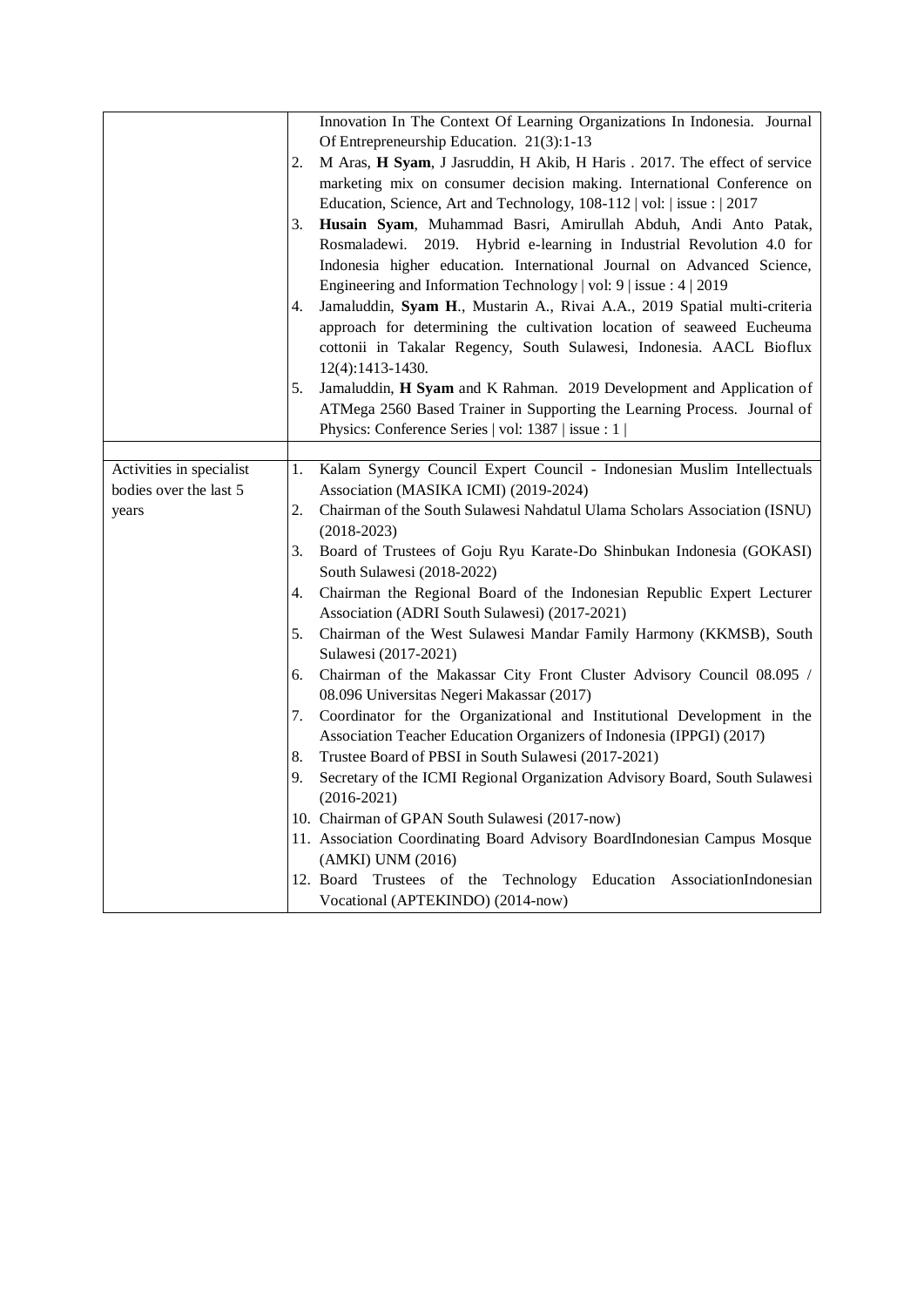| | |
|---|---|
| | Innovation In The Context Of Learning Organizations In Indonesia. Journal Of Entrepreneurship Education. 21(3):1-13<br>2. M Aras, **H Syam**, J Jasruddin, H Akib, H Haris . 2017. The effect of service marketing mix on consumer decision making. International Conference on Education, Science, Art and Technology, 108-112 \| vol: \| issue : \| 2017<br>3. **Husain Syam**, Muhammad Basri, Amirullah Abduh, Andi Anto Patak, Rosmaladewi. 2019. Hybrid e-learning in Industrial Revolution 4.0 for Indonesia higher education. International Journal on Advanced Science, Engineering and Information Technology \| vol: 9 \| issue : 4 \| 2019<br>4. Jamaluddin, **Syam H**., Mustarin A., Rivai A.A., 2019 Spatial multi-criteria approach for determining the cultivation location of seaweed Eucheuma cottonii in Takalar Regency, South Sulawesi, Indonesia. AACL Bioflux 12(4):1413-1430.<br>5. Jamaluddin, **H Syam** and K Rahman. 2019 Development and Application of ATMega 2560 Based Trainer in Supporting the Learning Process. Journal of Physics: Conference Series \| vol: 1387 \| issue : 1 \| |
| | |
| Activities in specialist bodies over the last 5 years | 1. Kalam Synergy Council Expert Council - Indonesian Muslim Intellectuals Association (MASIKA ICMI) (2019-2024)<br>2. Chairman of the South Sulawesi Nahdatul Ulama Scholars Association (ISNU) (2018-2023)<br>3. Board of Trustees of Goju Ryu Karate-Do Shinbukan Indonesia (GOKASI) South Sulawesi (2018-2022)<br>4. Chairman the Regional Board of the Indonesian Republic Expert Lecturer Association (ADRI South Sulawesi) (2017-2021)<br>5. Chairman of the West Sulawesi Mandar Family Harmony (KKMSB), South Sulawesi (2017-2021)<br>6. Chairman of the Makassar City Front Cluster Advisory Council 08.095 / 08.096 Universitas Negeri Makassar (2017)<br>7. Coordinator for the Organizational and Institutional Development in the Association Teacher Education Organizers of Indonesia (IPPGI) (2017)<br>8. Trustee Board of PBSI in South Sulawesi (2017-2021)<br>9. Secretary of the ICMI Regional Organization Advisory Board, South Sulawesi (2016-2021)<br>10. Chairman of GPAN South Sulawesi (2017-now)<br>11. Association Coordinating Board Advisory BoardIndonesian Campus Mosque (AMKI) UNM (2016)<br>12. Board Trustees of the Technology Education AssociationIndonesian Vocational (APTEKINDO) (2014-now) |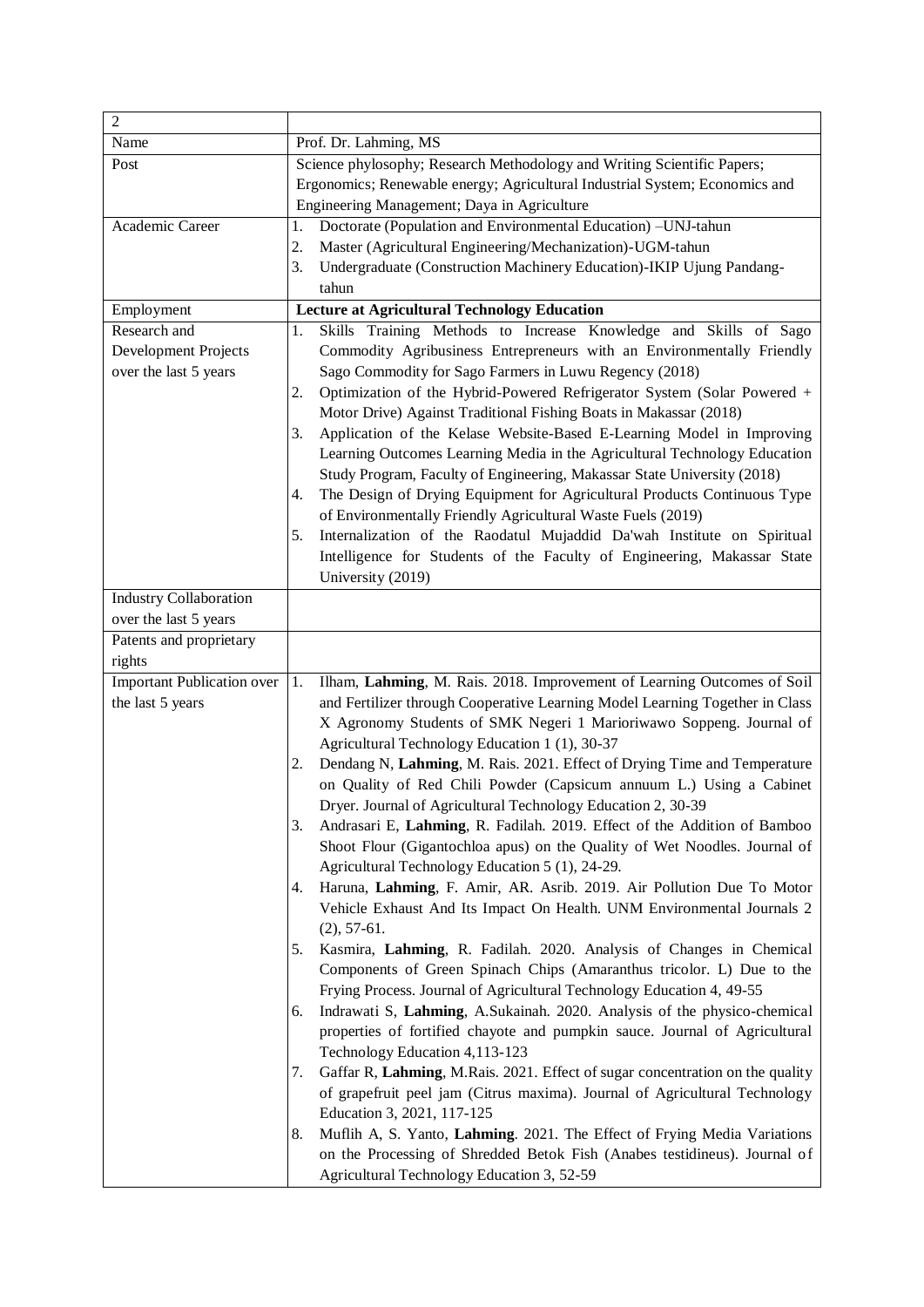| 2 | |
|---|---|
| Name | Prof. Dr. Lahming, MS |
| Post | Science phylosophy; Research Methodology and Writing Scientific Papers; Ergonomics; Renewable energy; Agricultural Industrial System; Economics and Engineering Management; Daya in Agriculture |
| Academic Career | 1. Doctorate (Population and Environmental Education) –UNJ-tahun<br>2. Master (Agricultural Engineering/Mechanization)-UGM-tahun<br>3. Undergraduate (Construction Machinery Education)-IKIP Ujung Pandang-tahun |
| Employment | **Lecture at Agricultural Technology Education** |
| Research and Development Projects over the last 5 years | 1. Skills Training Methods to Increase Knowledge and Skills of Sago Commodity Agribusiness Entrepreneurs with an Environmentally Friendly Sago Commodity for Sago Farmers in Luwu Regency (2018)<br>2. Optimization of the Hybrid-Powered Refrigerator System (Solar Powered + Motor Drive) Against Traditional Fishing Boats in Makassar (2018)<br>3. Application of the Kelase Website-Based E-Learning Model in Improving Learning Outcomes Learning Media in the Agricultural Technology Education Study Program, Faculty of Engineering, Makassar State University (2018)<br>4. The Design of Drying Equipment for Agricultural Products Continuous Type of Environmentally Friendly Agricultural Waste Fuels (2019)<br>5. Internalization of the Raodatul Mujaddid Da'wah Institute on Spiritual Intelligence for Students of the Faculty of Engineering, Makassar State University (2019) |
| Industry Collaboration over the last 5 years | |
| Patents and proprietary rights | |
| Important Publication over the last 5 years | 1. Ilham, **Lahming**, M. Rais. 2018. Improvement of Learning Outcomes of Soil and Fertilizer through Cooperative Learning Model Learning Together in Class X Agronomy Students of SMK Negeri 1 Marioriwawo Soppeng. Journal of Agricultural Technology Education 1 (1), 30-37<br>2. Dendang N, **Lahming**, M. Rais. 2021. Effect of Drying Time and Temperature on Quality of Red Chili Powder (Capsicum annuum L.) Using a Cabinet Dryer. Journal of Agricultural Technology Education 2, 30-39<br>3. Andrasari E, **Lahming**, R. Fadilah. 2019. Effect of the Addition of Bamboo Shoot Flour (Gigantochloa apus) on the Quality of Wet Noodles. Journal of Agricultural Technology Education 5 (1), 24-29.<br>4. Haruna, **Lahming**, F. Amir, AR. Asrib. 2019. Air Pollution Due To Motor Vehicle Exhaust And Its Impact On Health. UNM Environmental Journals 2 (2), 57-61.<br>5. Kasmira, **Lahming**, R. Fadilah. 2020. Analysis of Changes in Chemical Components of Green Spinach Chips (Amaranthus tricolor. L) Due to the Frying Process. Journal of Agricultural Technology Education 4, 49-55<br>6. Indrawati S, **Lahming**, A.Sukainah. 2020. Analysis of the physico-chemical properties of fortified chayote and pumpkin sauce. Journal of Agricultural Technology Education 4,113-123<br>7. Gaffar R, **Lahming**, M.Rais. 2021. Effect of sugar concentration on the quality of grapefruit peel jam (Citrus maxima). Journal of Agricultural Technology Education 3, 2021, 117-125<br>8. Muflih A, S. Yanto, **Lahming**. 2021. The Effect of Frying Media Variations on the Processing of Shredded Betok Fish (Anabes testidineus). Journal of Agricultural Technology Education 3, 52-59 |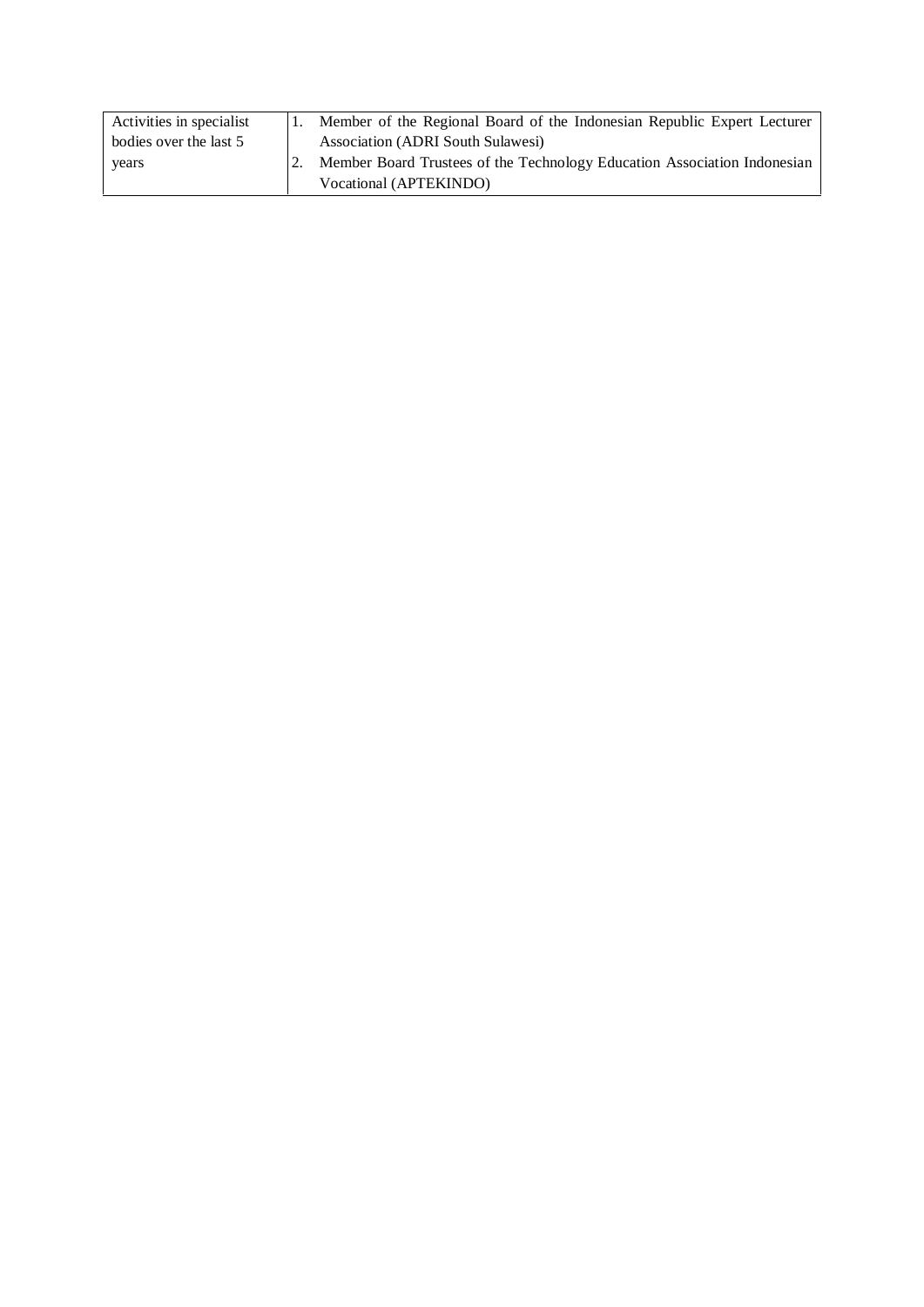| Activities in specialist bodies over the last 5 years | 1. Member of the Regional Board of the Indonesian Republic Expert Lecturer Association (ADRI South Sulawesi)<br>2. Member Board Trustees of the Technology Education Association Indonesian Vocational (APTEKINDO) |
|---|---|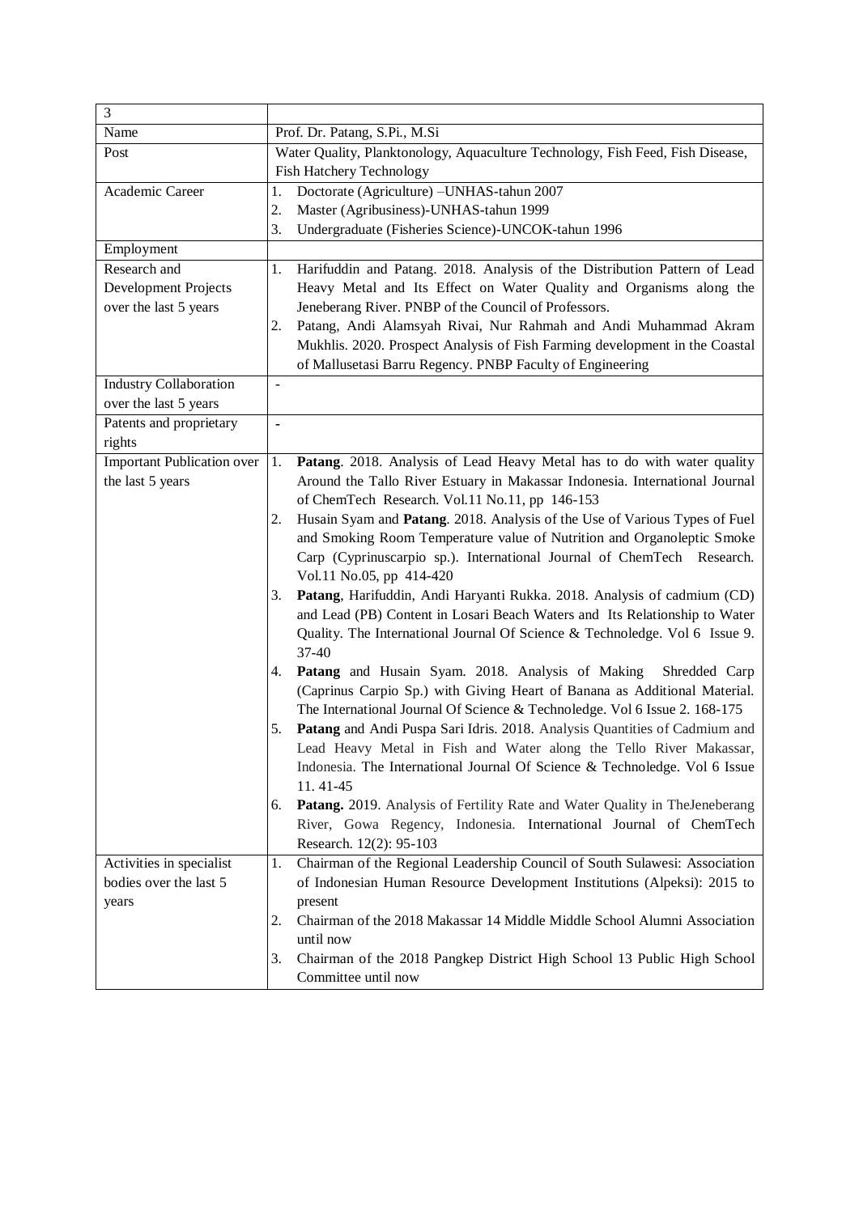| 3 | |
|---|---|
| Name | Prof. Dr. Patang, S.Pi., M.Si |
| Post | Water Quality, Planktonology, Aquaculture Technology, Fish Feed, Fish Disease, Fish Hatchery Technology |
| Academic Career | 1. Doctorate (Agriculture) –UNHAS-tahun 2007<br>2. Master (Agribusiness)-UNHAS-tahun 1999<br>3. Undergraduate (Fisheries Science)-UNCOK-tahun 1996 |
| Employment | |
| Research and Development Projects over the last 5 years | 1. Harifuddin and Patang. 2018. Analysis of the Distribution Pattern of Lead Heavy Metal and Its Effect on Water Quality and Organisms along the Jeneberang River. PNBP of the Council of Professors.<br>2. Patang, Andi Alamsyah Rivai, Nur Rahmah and Andi Muhammad Akram Mukhlis. 2020. Prospect Analysis of Fish Farming development in the Coastal of Mallusetasi Barru Regency. PNBP Faculty of Engineering |
| Industry Collaboration over the last 5 years | - |
| Patents and proprietary rights | - |
| Important Publication over the last 5 years | 1. **Patang**. 2018. Analysis of Lead Heavy Metal has to do with water quality Around the Tallo River Estuary in Makassar Indonesia. International Journal of ChemTech Research. Vol.11 No.11, pp 146-153<br>2. Husain Syam and **Patang**. 2018. Analysis of the Use of Various Types of Fuel and Smoking Room Temperature value of Nutrition and Organoleptic Smoke Carp (Cyprinuscarpio sp.). International Journal of ChemTech Research. Vol.11 No.05, pp 414-420<br>3. **Patang**, Harifuddin, Andi Haryanti Rukka. 2018. Analysis of cadmium (CD) and Lead (PB) Content in Losari Beach Waters and Its Relationship to Water Quality. The International Journal Of Science & Technoledge. Vol 6 Issue 9. 37-40<br>4. **Patang** and Husain Syam. 2018. Analysis of Making Shredded Carp (Caprinus Carpio Sp.) with Giving Heart of Banana as Additional Material. The International Journal Of Science & Technoledge. Vol 6 Issue 2. 168-175<br>5. **Patang** and Andi Puspa Sari Idris. 2018. Analysis Quantities of Cadmium and Lead Heavy Metal in Fish and Water along the Tello River Makassar, Indonesia. The International Journal Of Science & Technoledge. Vol 6 Issue 11. 41-45<br>6. **Patang.** 2019. Analysis of Fertility Rate and Water Quality in TheJeneberang River, Gowa Regency, Indonesia. International Journal of ChemTech Research. 12(2): 95-103 |
| Activities in specialist bodies over the last 5 years | 1. Chairman of the Regional Leadership Council of South Sulawesi: Association of Indonesian Human Resource Development Institutions (Alpeksi): 2015 to present<br>2. Chairman of the 2018 Makassar 14 Middle Middle School Alumni Association until now<br>3. Chairman of the 2018 Pangkep District High School 13 Public High School Committee until now |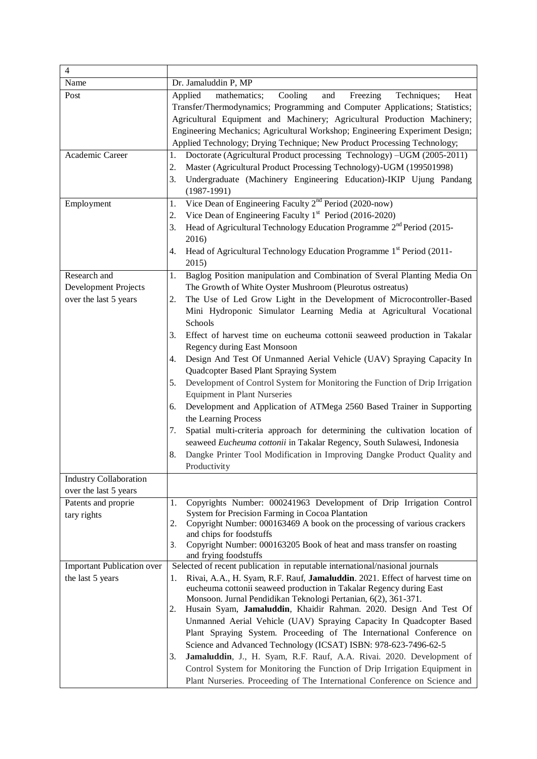| 4 | |
|---|---|
| Name | Dr. Jamaluddin P, MP |
| Post | Applied mathematics; Cooling and Freezing Techniques; Heat Transfer/Thermodynamics; Programming and Computer Applications; Statistics; Agricultural Equipment and Machinery; Agricultural Production Machinery; Engineering Mechanics; Agricultural Workshop; Engineering Experiment Design; Applied Technology; Drying Technique; New Product Processing Technology; |
| Academic Career | 1. Doctorate (Agricultural Product processing Technology) –UGM (2005-2011)<br>2. Master (Agricultural Product Processing Technology)-UGM (199501998)<br>3. Undergraduate (Machinery Engineering Education)-IKIP Ujung Pandang (1987-1991) |
| Employment | 1. Vice Dean of Engineering Faculty 2nd Period (2020-now)<br>2. Vice Dean of Engineering Faculty 1st Period (2016-2020)<br>3. Head of Agricultural Technology Education Programme 2nd Period (2015-2016)<br>4. Head of Agricultural Technology Education Programme 1st Period (2011-2015) |
| Research and Development Projects over the last 5 years | 1. Baglog Position manipulation and Combination of Sveral Planting Media On The Growth of White Oyster Mushroom (Pleurotus ostreatus)<br>2. The Use of Led Grow Light in the Development of Microcontroller-Based Mini Hydroponic Simulator Learning Media at Agricultural Vocational Schools<br>3. Effect of harvest time on eucheuma cottonii seaweed production in Takalar Regency during East Monsoon<br>4. Design And Test Of Unmanned Aerial Vehicle (UAV) Spraying Capacity In Quadcopter Based Plant Spraying System<br>5. Development of Control System for Monitoring the Function of Drip Irrigation Equipment in Plant Nurseries<br>6. Development and Application of ATMega 2560 Based Trainer in Supporting the Learning Process<br>7. Spatial multi-criteria approach for determining the cultivation location of seaweed *Eucheuma cottonii* in Takalar Regency, South Sulawesi, Indonesia<br>8. Dangke Printer Tool Modification in Improving Dangke Product Quality and Productivity |
| Industry Collaboration over the last 5 years | |
| Patents and proprie tary rights | 1. Copyrights Number: 000241963 Development of Drip Irrigation Control System for Precision Farming in Cocoa Plantation<br>2. Copyright Number: 000163469 A book on the processing of various crackers and chips for foodstuffs<br>3. Copyright Number: 000163205 Book of heat and mass transfer on roasting and frying foodstuffs |
| Important Publication over the last 5 years | Selected of recent publication in reputable international/nasional journals<br>1. Rivai, A.A., H. Syam, R.F. Rauf, **Jamaluddin**. 2021. Effect of harvest time on eucheuma cottonii seaweed production in Takalar Regency during East Monsoon. Jurnal Pendidikan Teknologi Pertanian, 6(2), 361-371.<br>2. Husain Syam, **Jamaluddin**, Khaidir Rahman. 2020. Design And Test Of Unmanned Aerial Vehicle (UAV) Spraying Capacity In Quadcopter Based Plant Spraying System. Proceeding of The International Conference on Science and Advanced Technology (ICSAT) ISBN: 978-623-7496-62-5<br>3. **Jamaluddin**, J., H. Syam, R.F. Rauf, A.A. Rivai. 2020. Development of Control System for Monitoring the Function of Drip Irrigation Equipment in Plant Nurseries. Proceeding of The International Conference on Science and |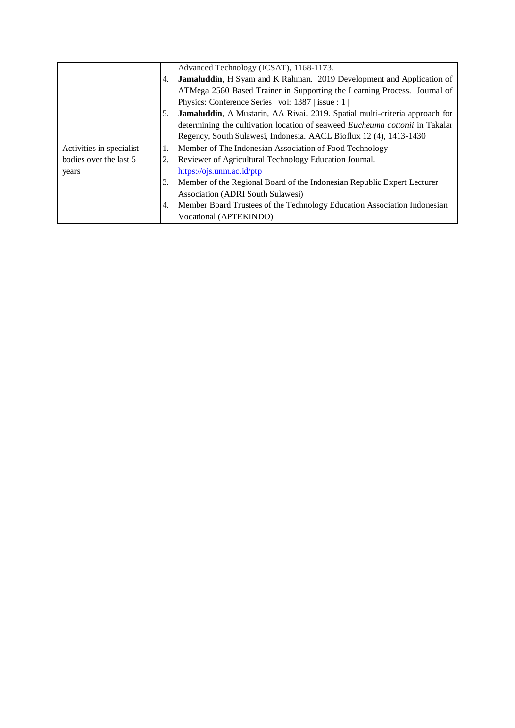| | |
|---|---|
| | Advanced Technology (ICSAT), 1168-1173.<br>4. **Jamaluddin**, H Syam and K Rahman. 2019 Development and Application of ATMega 2560 Based Trainer in Supporting the Learning Process. Journal of Physics: Conference Series \| vol: 1387 \| issue : 1 \|<br>5. **Jamaluddin**, A Mustarin, AA Rivai. 2019. Spatial multi-criteria approach for determining the cultivation location of seaweed *Eucheuma cottonii* in Takalar Regency, South Sulawesi, Indonesia. AACL Bioflux 12 (4), 1413-1430 |
| Activities in specialist bodies over the last 5 years | 1. Member of The Indonesian Association of Food Technology<br>2. Reviewer of Agricultural Technology Education Journal. https://ojs.unm.ac.id/ptp<br>3. Member of the Regional Board of the Indonesian Republic Expert Lecturer Association (ADRI South Sulawesi)<br>4. Member Board Trustees of the Technology Education Association Indonesian Vocational (APTEKINDO) |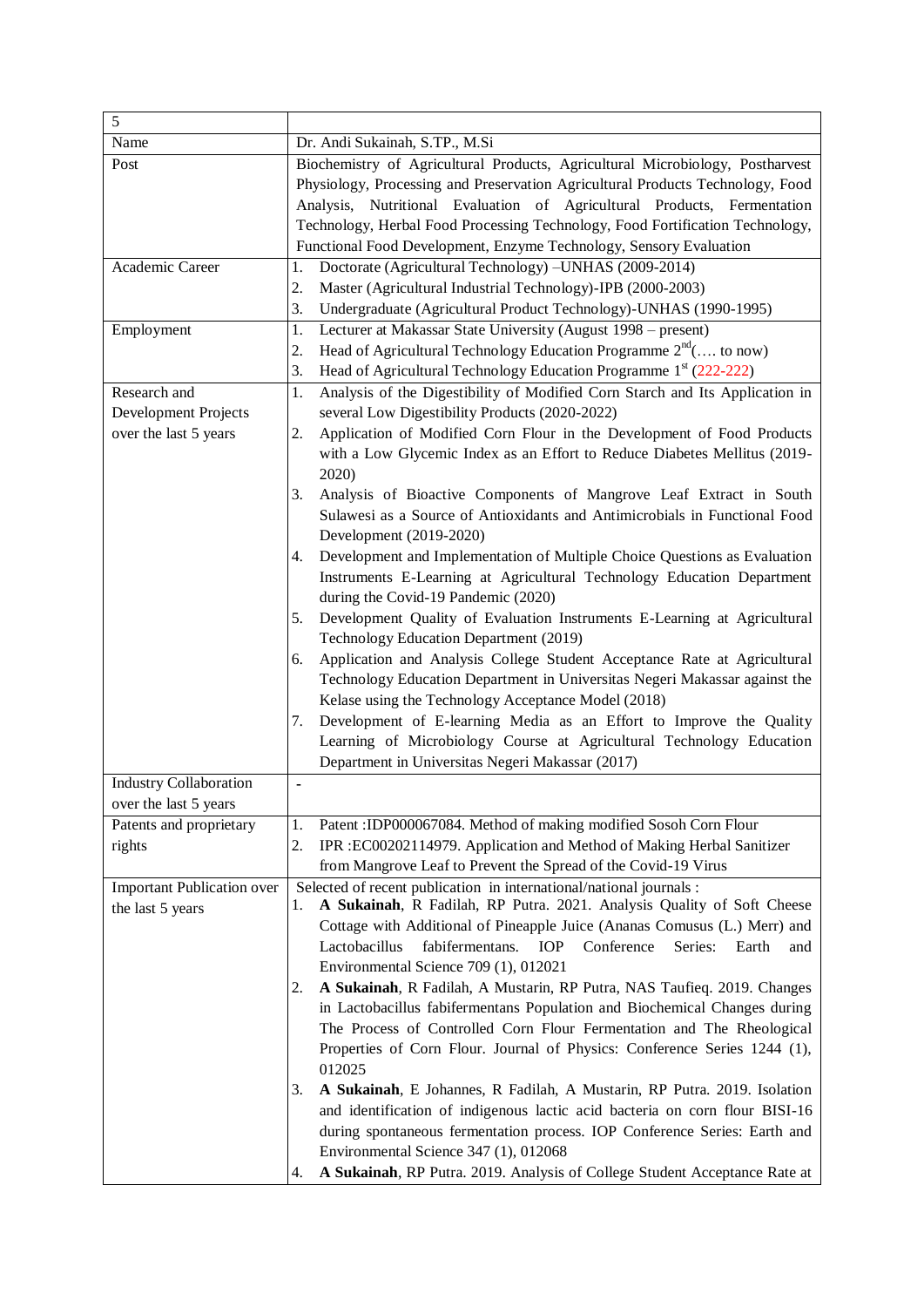| 5 | |
|---|---|
| Name | Dr. Andi Sukainah, S.TP., M.Si |
| Post | Biochemistry of Agricultural Products, Agricultural Microbiology, Postharvest Physiology, Processing and Preservation Agricultural Products Technology, Food Analysis, Nutritional Evaluation of Agricultural Products, Fermentation Technology, Herbal Food Processing Technology, Food Fortification Technology, Functional Food Development, Enzyme Technology, Sensory Evaluation |
| Academic Career | 1. Doctorate (Agricultural Technology) –UNHAS (2009-2014)<br>2. Master (Agricultural Industrial Technology)-IPB (2000-2003)<br>3. Undergraduate (Agricultural Product Technology)-UNHAS (1990-1995) |
| Employment | 1. Lecturer at Makassar State University (August 1998 – present)<br>2. Head of Agricultural Technology Education Programme 2nd(…. to now)<br>3. Head of Agricultural Technology Education Programme 1st (222-222) |
| Research and Development Projects over the last 5 years | 1. Analysis of the Digestibility of Modified Corn Starch and Its Application in several Low Digestibility Products (2020-2022)<br>2. Application of Modified Corn Flour in the Development of Food Products with a Low Glycemic Index as an Effort to Reduce Diabetes Mellitus (2019-2020)<br>3. Analysis of Bioactive Components of Mangrove Leaf Extract in South Sulawesi as a Source of Antioxidants and Antimicrobials in Functional Food Development (2019-2020)<br>4. Development and Implementation of Multiple Choice Questions as Evaluation Instruments E-Learning at Agricultural Technology Education Department during the Covid-19 Pandemic (2020)<br>5. Development Quality of Evaluation Instruments E-Learning at Agricultural Technology Education Department (2019)<br>6. Application and Analysis College Student Acceptance Rate at Agricultural Technology Education Department in Universitas Negeri Makassar against the Kelase using the Technology Acceptance Model (2018)<br>7. Development of E-learning Media as an Effort to Improve the Quality Learning of Microbiology Course at Agricultural Technology Education Department in Universitas Negeri Makassar (2017) |
| Industry Collaboration over the last 5 years | - |
| Patents and proprietary rights | 1. Patent :IDP000067084. Method of making modified Sosoh Corn Flour<br>2. IPR :EC00202114979. Application and Method of Making Herbal Sanitizer from Mangrove Leaf to Prevent the Spread of the Covid-19 Virus |
| Important Publication over the last 5 years | Selected of recent publication in international/national journals :<br>1. **A Sukainah**, R Fadilah, RP Putra. 2021. Analysis Quality of Soft Cheese Cottage with Additional of Pineapple Juice (Ananas Comusus (L.) Merr) and Lactobacillus fabifermentans. IOP Conference Series: Earth and Environmental Science 709 (1), 012021<br>2. **A Sukainah**, R Fadilah, A Mustarin, RP Putra, NAS Taufieq. 2019. Changes in Lactobacillus fabifermentans Population and Biochemical Changes during The Process of Controlled Corn Flour Fermentation and The Rheological Properties of Corn Flour. Journal of Physics: Conference Series 1244 (1), 012025<br>3. **A Sukainah**, E Johannes, R Fadilah, A Mustarin, RP Putra. 2019. Isolation and identification of indigenous lactic acid bacteria on corn flour BISI-16 during spontaneous fermentation process. IOP Conference Series: Earth and Environmental Science 347 (1), 012068<br>4. **A Sukainah**, RP Putra. 2019. Analysis of College Student Acceptance Rate at |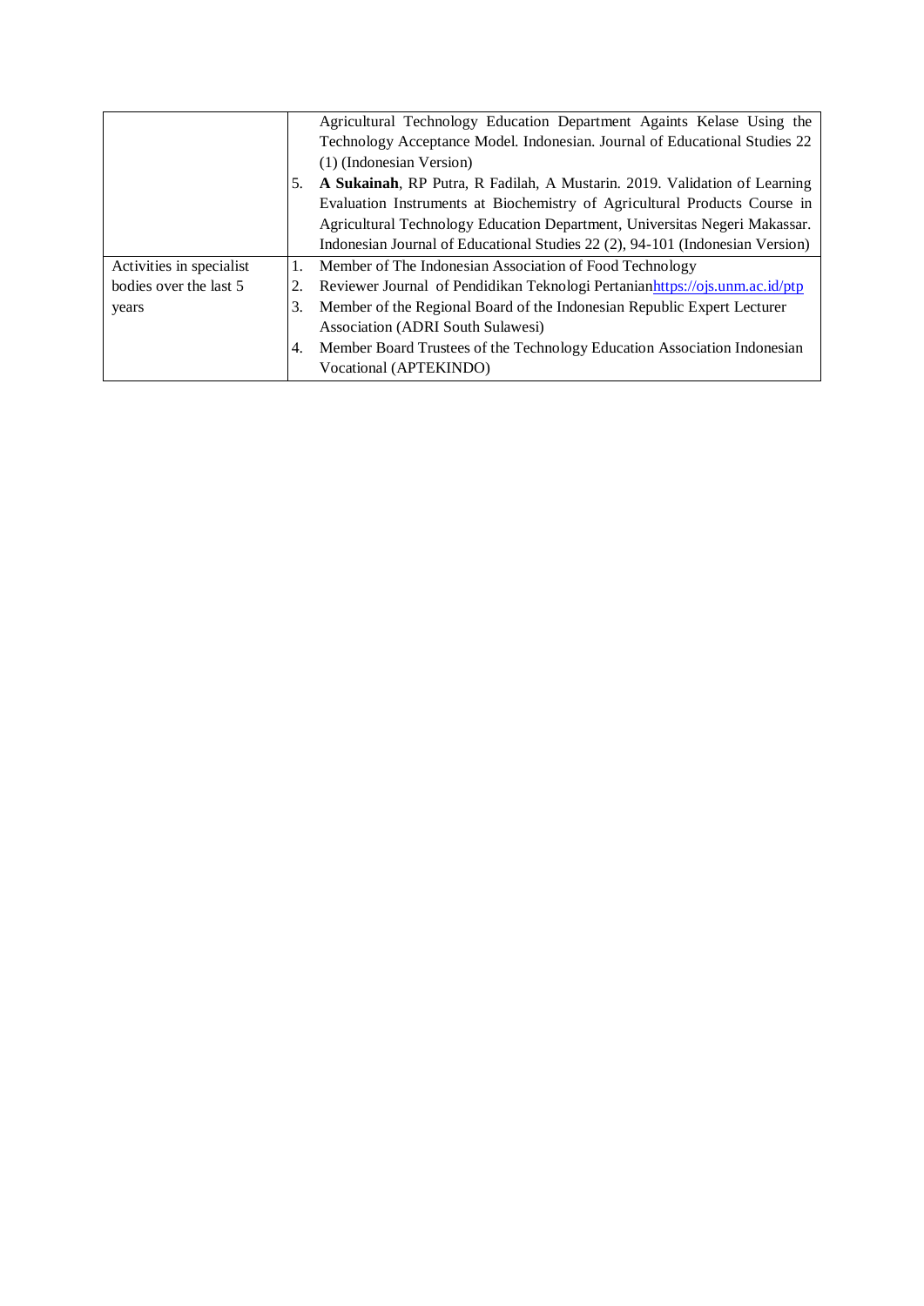| | |
|---|---|
| | Agricultural Technology Education Department Againts Kelase Using the Technology Acceptance Model. Indonesian. Journal of Educational Studies 22 (1) (Indonesian Version)<br>5. **A Sukainah**, RP Putra, R Fadilah, A Mustarin. 2019. Validation of Learning Evaluation Instruments at Biochemistry of Agricultural Products Course in Agricultural Technology Education Department, Universitas Negeri Makassar. Indonesian Journal of Educational Studies 22 (2), 94-101 (Indonesian Version) |
| Activities in specialist bodies over the last 5 years | 1. Member of The Indonesian Association of Food Technology<br>2. Reviewer Journal of Pendidikan Teknologi Pertanianhttps://ojs.unm.ac.id/ptp<br>3. Member of the Regional Board of the Indonesian Republic Expert Lecturer Association (ADRI South Sulawesi)<br>4. Member Board Trustees of the Technology Education Association Indonesian Vocational (APTEKINDO) |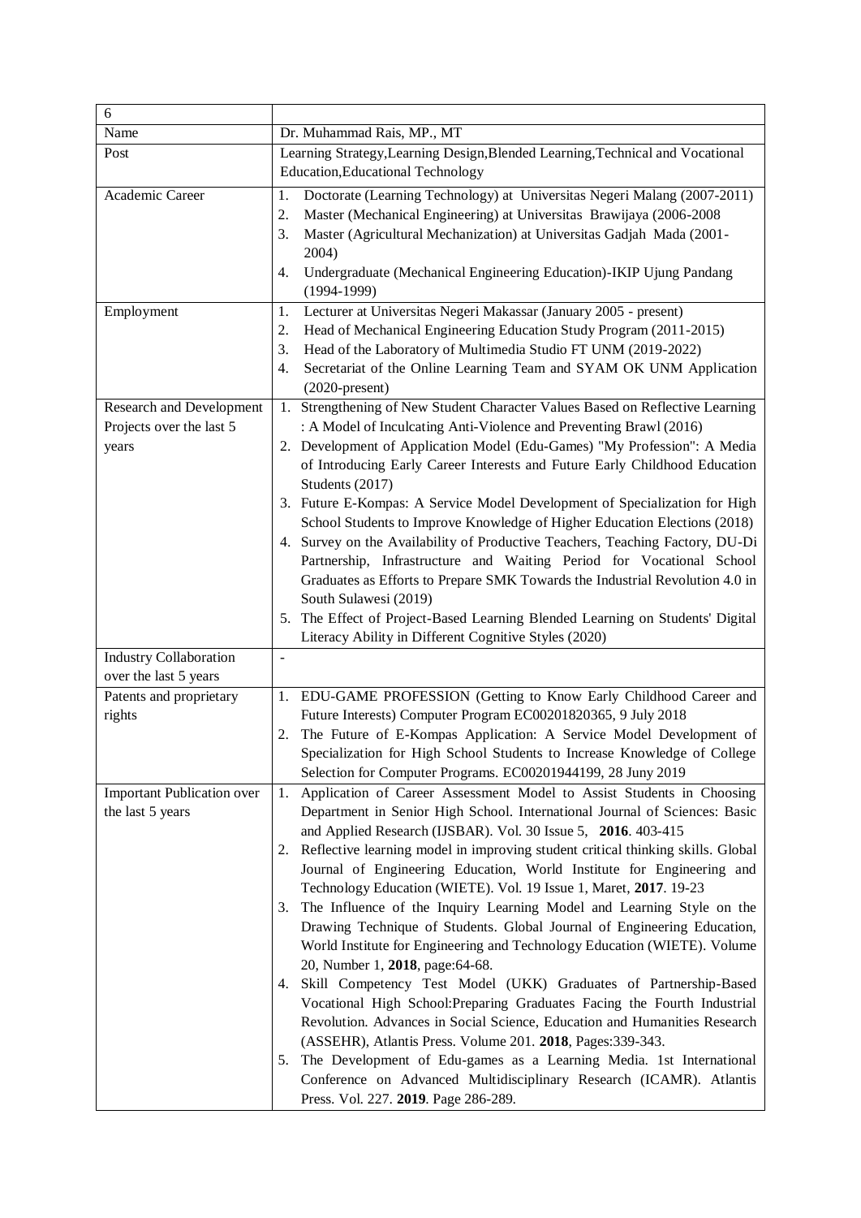| 6 | |
|---|---|
| Name | Dr. Muhammad Rais, MP., MT |
| Post | Learning Strategy,Learning Design,Blended Learning,Technical and Vocational Education,Educational Technology |
| Academic Career | 1. Doctorate (Learning Technology) at Universitas Negeri Malang (2007-2011)<br>2. Master (Mechanical Engineering) at Universitas Brawijaya (2006-2008<br>3. Master (Agricultural Mechanization) at Universitas Gadjah Mada (2001-2004)<br>4. Undergraduate (Mechanical Engineering Education)-IKIP Ujung Pandang (1994-1999) |
| Employment | 1. Lecturer at Universitas Negeri Makassar (January 2005 - present)<br>2. Head of Mechanical Engineering Education Study Program (2011-2015)<br>3. Head of the Laboratory of Multimedia Studio FT UNM (2019-2022)<br>4. Secretariat of the Online Learning Team and SYAM OK UNM Application (2020-present) |
| Research and Development Projects over the last 5 years | 1. Strengthening of New Student Character Values Based on Reflective Learning : A Model of Inculcating Anti-Violence and Preventing Brawl (2016)<br>2. Development of Application Model (Edu-Games) "My Profession": A Media of Introducing Early Career Interests and Future Early Childhood Education Students (2017)<br>3. Future E-Kompas: A Service Model Development of Specialization for High School Students to Improve Knowledge of Higher Education Elections (2018)<br>4. Survey on the Availability of Productive Teachers, Teaching Factory, DU-Di Partnership, Infrastructure and Waiting Period for Vocational School Graduates as Efforts to Prepare SMK Towards the Industrial Revolution 4.0 in South Sulawesi (2019)<br>5. The Effect of Project-Based Learning Blended Learning on Students' Digital Literacy Ability in Different Cognitive Styles (2020) |
| Industry Collaboration over the last 5 years | - |
| Patents and proprietary rights | 1. EDU-GAME PROFESSION (Getting to Know Early Childhood Career and Future Interests) Computer Program EC00201820365, 9 July 2018<br>2. The Future of E-Kompas Application: A Service Model Development of Specialization for High School Students to Increase Knowledge of College Selection for Computer Programs. EC00201944199, 28 Juny 2019 |
| Important Publication over the last 5 years | 1. Application of Career Assessment Model to Assist Students in Choosing Department in Senior High School. International Journal of Sciences: Basic and Applied Research (IJSBAR). Vol. 30 Issue 5, **2016**. 403-415<br>2. Reflective learning model in improving student critical thinking skills. Global Journal of Engineering Education, World Institute for Engineering and Technology Education (WIETE). Vol. 19 Issue 1, Maret, **2017**. 19-23<br>3. The Influence of the Inquiry Learning Model and Learning Style on the Drawing Technique of Students. Global Journal of Engineering Education, World Institute for Engineering and Technology Education (WIETE). Volume 20, Number 1, **2018**, page:64-68.<br>4. Skill Competency Test Model (UKK) Graduates of Partnership-Based Vocational High School:Preparing Graduates Facing the Fourth Industrial Revolution. Advances in Social Science, Education and Humanities Research (ASSEHR), Atlantis Press. Volume 201. **2018**, Pages:339-343.<br>5. The Development of Edu-games as a Learning Media. 1st International Conference on Advanced Multidisciplinary Research (ICAMR). Atlantis Press. Vol. 227. **2019**. Page 286-289. |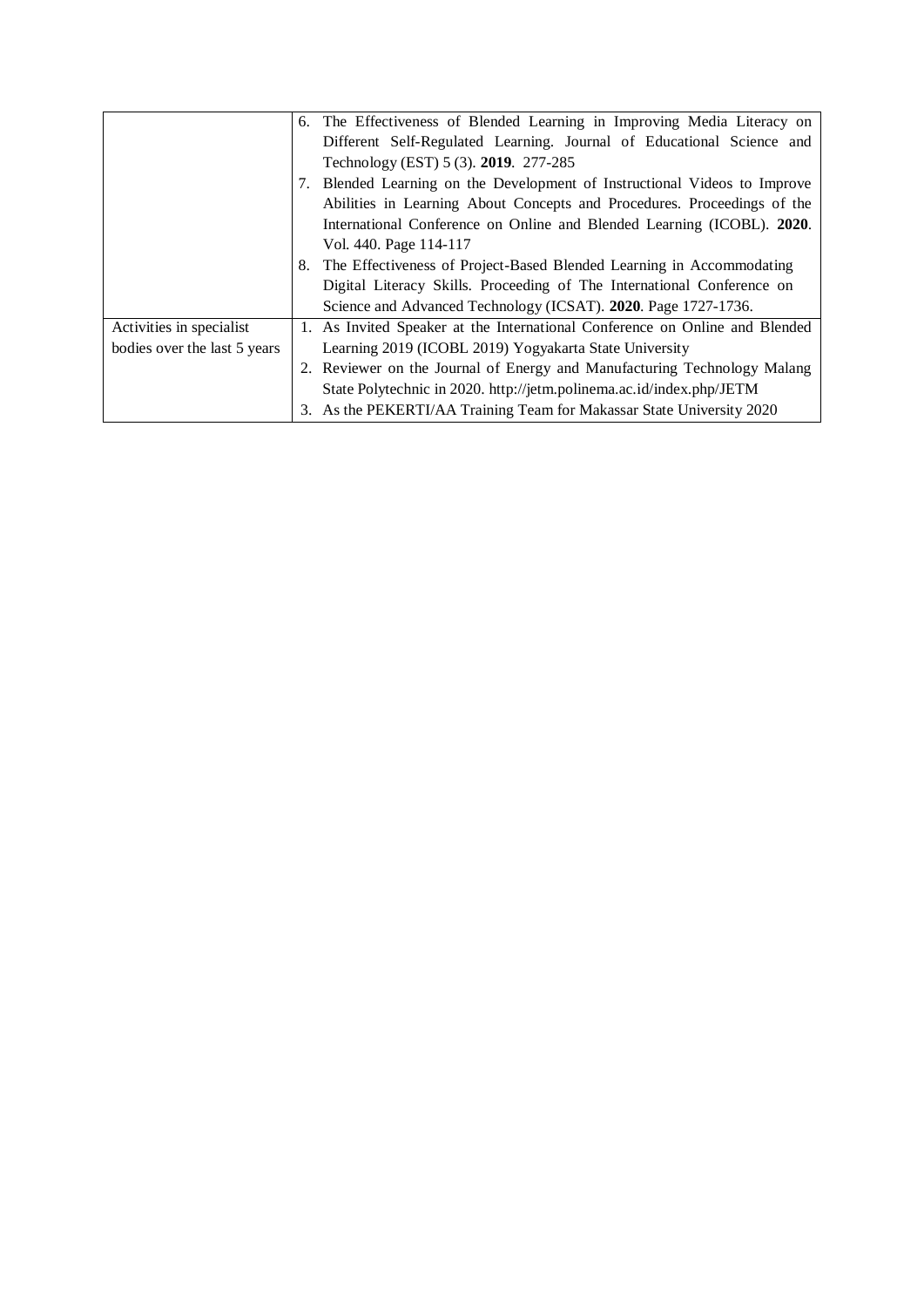| | |
|---|---|
| | 6. The Effectiveness of Blended Learning in Improving Media Literacy on Different Self-Regulated Learning. Journal of Educational Science and Technology (EST) 5 (3). **2019**. 277-285<br>7. Blended Learning on the Development of Instructional Videos to Improve Abilities in Learning About Concepts and Procedures. Proceedings of the International Conference on Online and Blended Learning (ICOBL). **2020**. Vol. 440. Page 114-117<br>8. The Effectiveness of Project-Based Blended Learning in Accommodating Digital Literacy Skills. Proceeding of The International Conference on Science and Advanced Technology (ICSAT). **2020**. Page 1727-1736. |
| Activities in specialist bodies over the last 5 years | 1. As Invited Speaker at the International Conference on Online and Blended Learning 2019 (ICOBL 2019) Yogyakarta State University<br>2. Reviewer on the Journal of Energy and Manufacturing Technology Malang State Polytechnic in 2020. http://jetm.polinema.ac.id/index.php/JETM<br>3. As the PEKERTI/AA Training Team for Makassar State University 2020 |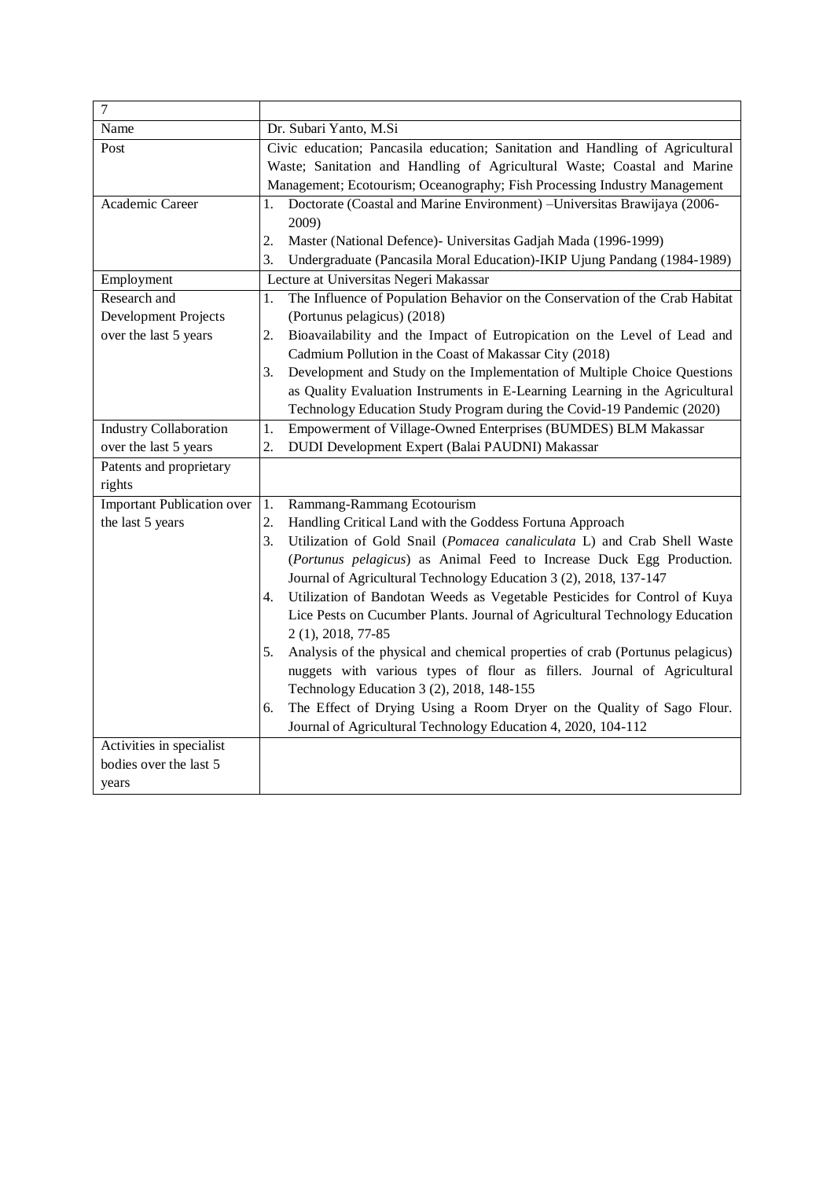| 7 | |
|---|---|
| Name | Dr. Subari Yanto, M.Si |
| Post | Civic education; Pancasila education; Sanitation and Handling of Agricultural Waste; Sanitation and Handling of Agricultural Waste; Coastal and Marine Management; Ecotourism; Oceanography; Fish Processing Industry Management |
| Academic Career | 1. Doctorate (Coastal and Marine Environment) –Universitas Brawijaya (2006-2009)<br>2. Master (National Defence)- Universitas Gadjah Mada (1996-1999)<br>3. Undergraduate (Pancasila Moral Education)-IKIP Ujung Pandang (1984-1989) |
| Employment | Lecture at Universitas Negeri Makassar |
| Research and Development Projects over the last 5 years | 1. The Influence of Population Behavior on the Conservation of the Crab Habitat (Portunus pelagicus) (2018)<br>2. Bioavailability and the Impact of Eutropication on the Level of Lead and Cadmium Pollution in the Coast of Makassar City (2018)<br>3. Development and Study on the Implementation of Multiple Choice Questions as Quality Evaluation Instruments in E-Learning Learning in the Agricultural Technology Education Study Program during the Covid-19 Pandemic (2020) |
| Industry Collaboration over the last 5 years | 1. Empowerment of Village-Owned Enterprises (BUMDES) BLM Makassar<br>2. DUDI Development Expert (Balai PAUDNI) Makassar |
| Patents and proprietary rights | |
| Important Publication over the last 5 years | 1. Rammang-Rammang Ecotourism<br>2. Handling Critical Land with the Goddess Fortuna Approach<br>3. Utilization of Gold Snail (*Pomacea canaliculata* L) and Crab Shell Waste (*Portunus pelagicus*) as Animal Feed to Increase Duck Egg Production. Journal of Agricultural Technology Education 3 (2), 2018, 137-147<br>4. Utilization of Bandotan Weeds as Vegetable Pesticides for Control of Kuya Lice Pests on Cucumber Plants. Journal of Agricultural Technology Education 2 (1), 2018, 77-85<br>5. Analysis of the physical and chemical properties of crab (Portunus pelagicus) nuggets with various types of flour as fillers. Journal of Agricultural Technology Education 3 (2), 2018, 148-155<br>6. The Effect of Drying Using a Room Dryer on the Quality of Sago Flour. Journal of Agricultural Technology Education 4, 2020, 104-112 |
| Activities in specialist bodies over the last 5 years | |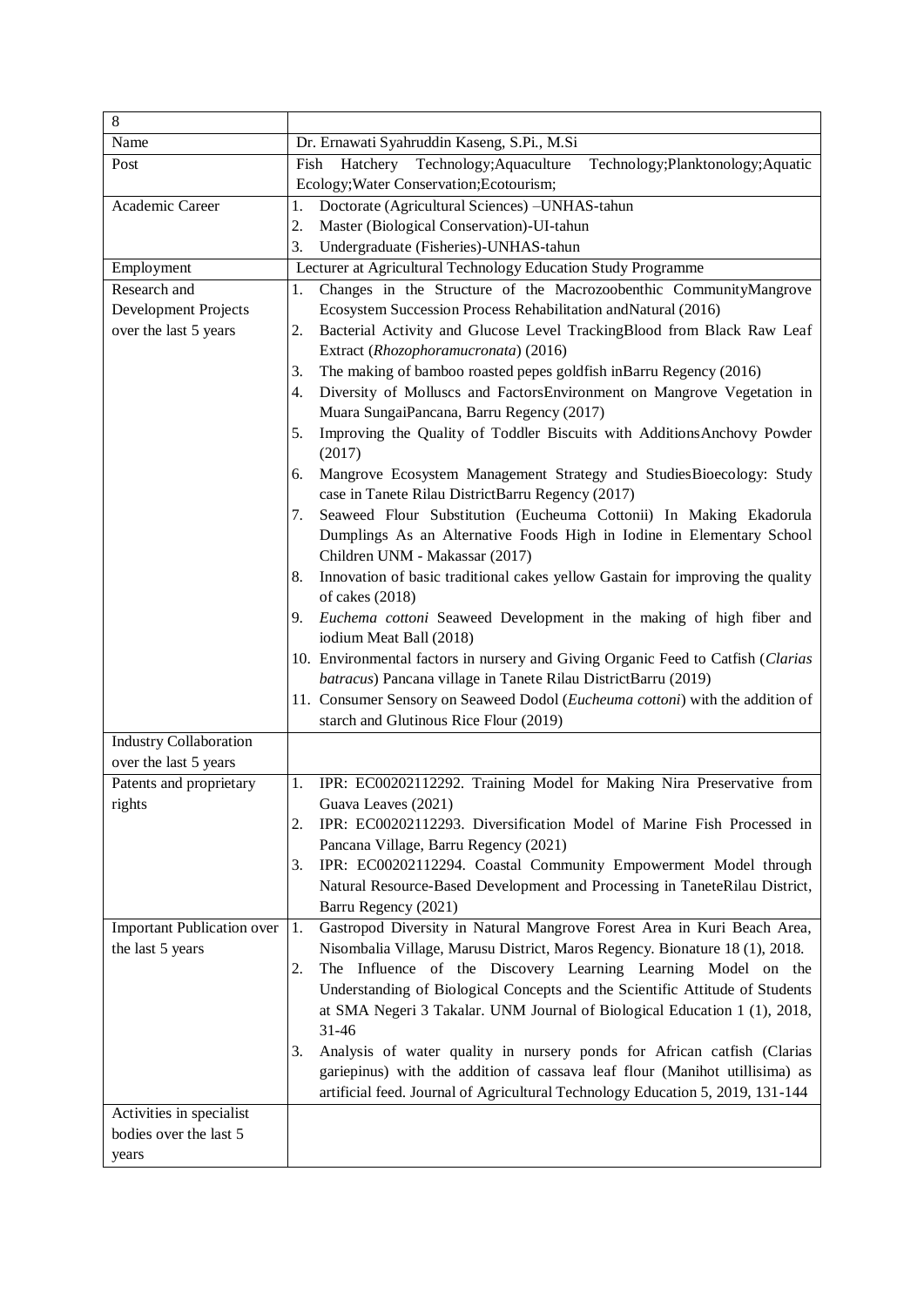| 8 | |
|---|---|
| Name | Dr. Ernawati Syahruddin Kaseng, S.Pi., M.Si |
| Post | Fish Hatchery Technology;Aquaculture Technology;Planktonology;Aquatic Ecology;Water Conservation;Ecotourism; |
| Academic Career | 1. Doctorate (Agricultural Sciences) –UNHAS-tahun<br>2. Master (Biological Conservation)-UI-tahun<br>3. Undergraduate (Fisheries)-UNHAS-tahun |
| Employment | Lecturer at Agricultural Technology Education Study Programme |
| Research and Development Projects over the last 5 years | 1. Changes in the Structure of the Macrozoobenthic CommunityMangrove Ecosystem Succession Process Rehabilitation andNatural (2016)<br>2. Bacterial Activity and Glucose Level TrackingBlood from Black Raw Leaf Extract (*Rhozophoramucronata*) (2016)<br>3. The making of bamboo roasted pepes goldfish inBarru Regency (2016)<br>4. Diversity of Molluscs and FactorsEnvironment on Mangrove Vegetation in Muara SungaiPancana, Barru Regency (2017)<br>5. Improving the Quality of Toddler Biscuits with AdditionsAnchovy Powder (2017)<br>6. Mangrove Ecosystem Management Strategy and StudiesBioecology: Study case in Tanete Rilau DistrictBarru Regency (2017)<br>7. Seaweed Flour Substitution (Eucheuma Cottonii) In Making Ekadorula Dumplings As an Alternative Foods High in Iodine in Elementary School Children UNM - Makassar (2017)<br>8. Innovation of basic traditional cakes yellow Gastain for improving the quality of cakes (2018)<br>9. *Euchema cottoni* Seaweed Development in the making of high fiber and iodium Meat Ball (2018)<br>10. Environmental factors in nursery and Giving Organic Feed to Catfish (*Clarias batracus*) Pancana village in Tanete Rilau DistrictBarru (2019)<br>11. Consumer Sensory on Seaweed Dodol (*Eucheuma cottoni*) with the addition of starch and Glutinous Rice Flour (2019) |
| Industry Collaboration over the last 5 years | |
| Patents and proprietary rights | 1. IPR: EC00202112292. Training Model for Making Nira Preservative from Guava Leaves (2021)<br>2. IPR: EC00202112293. Diversification Model of Marine Fish Processed in Pancana Village, Barru Regency (2021)<br>3. IPR: EC00202112294. Coastal Community Empowerment Model through Natural Resource-Based Development and Processing in TaneteRilau District, Barru Regency (2021) |
| Important Publication over the last 5 years | 1. Gastropod Diversity in Natural Mangrove Forest Area in Kuri Beach Area, Nisombalia Village, Marusu District, Maros Regency. Bionature 18 (1), 2018.<br>2. The Influence of the Discovery Learning Learning Model on the Understanding of Biological Concepts and the Scientific Attitude of Students at SMA Negeri 3 Takalar. UNM Journal of Biological Education 1 (1), 2018, 31-46<br>3. Analysis of water quality in nursery ponds for African catfish (Clarias gariepinus) with the addition of cassava leaf flour (Manihot utillisima) as artificial feed. Journal of Agricultural Technology Education 5, 2019, 131-144 |
| Activities in specialist bodies over the last 5 years | |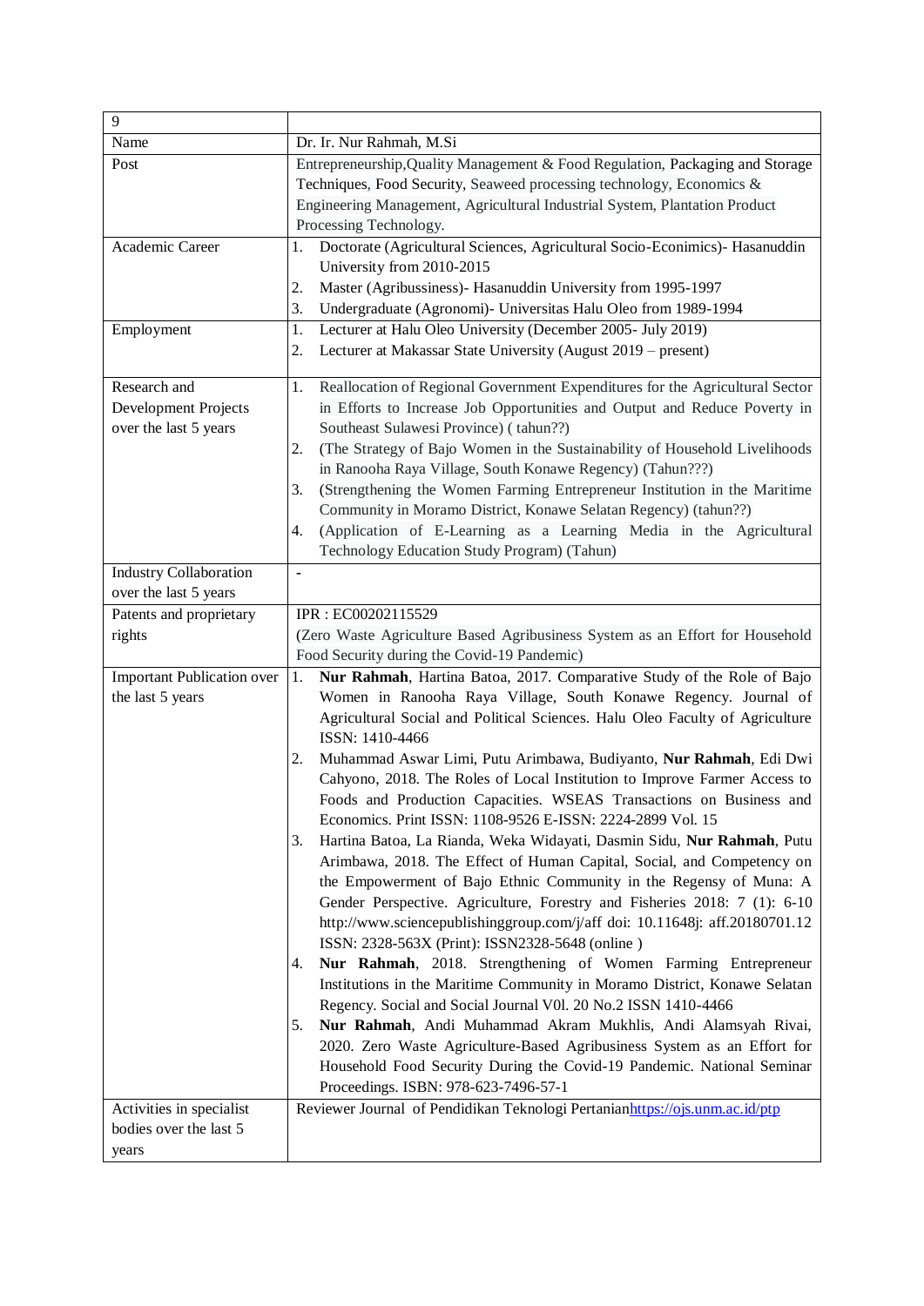| 9 | |
|---|---|
| Name | Dr. Ir. Nur Rahmah, M.Si |
| Post | Entrepreneurship,Quality Management & Food Regulation, Packaging and Storage Techniques, Food Security, Seaweed processing technology, Economics & Engineering Management, Agricultural Industrial System, Plantation Product Processing Technology. |
| Academic Career | 1. Doctorate (Agricultural Sciences, Agricultural Socio-Econimics)- Hasanuddin University from 2010-2015<br>2. Master (Agribussiness)- Hasanuddin University from 1995-1997<br>3. Undergraduate (Agronomi)- Universitas Halu Oleo from 1989-1994 |
| Employment | 1. Lecturer at Halu Oleo University (December 2005- July 2019)<br>2. Lecturer at Makassar State University (August 2019 – present) |
| Research and Development Projects over the last 5 years | 1. Reallocation of Regional Government Expenditures for the Agricultural Sector in Efforts to Increase Job Opportunities and Output and Reduce Poverty in Southeast Sulawesi Province) ( tahun??)<br>2. (The Strategy of Bajo Women in the Sustainability of Household Livelihoods in Ranooha Raya Village, South Konawe Regency) (Tahun???)<br>3. (Strengthening the Women Farming Entrepreneur Institution in the Maritime Community in Moramo District, Konawe Selatan Regency) (tahun??)<br>4. (Application of E-Learning as a Learning Media in the Agricultural Technology Education Study Program) (Tahun) |
| Industry Collaboration over the last 5 years | - |
| Patents and proprietary rights | IPR : EC00202115529<br>(Zero Waste Agriculture Based Agribusiness System as an Effort for Household Food Security during the Covid-19 Pandemic) |
| Important Publication over the last 5 years | 1. **Nur Rahmah**, Hartina Batoa, 2017. Comparative Study of the Role of Bajo Women in Ranooha Raya Village, South Konawe Regency. Journal of Agricultural Social and Political Sciences. Halu Oleo Faculty of Agriculture ISSN: 1410-4466<br>2. Muhammad Aswar Limi, Putu Arimbawa, Budiyanto, **Nur Rahmah**, Edi Dwi Cahyono, 2018. The Roles of Local Institution to Improve Farmer Access to Foods and Production Capacities. WSEAS Transactions on Business and Economics. Print ISSN: 1108-9526 E-ISSN: 2224-2899 Vol. 15<br>3. Hartina Batoa, La Rianda, Weka Widayati, Dasmin Sidu, **Nur Rahmah**, Putu Arimbawa, 2018. The Effect of Human Capital, Social, and Competency on the Empowerment of Bajo Ethnic Community in the Regency of Muna: A Gender Perspective. Agriculture, Forestry and Fisheries 2018: 7 (1): 6-10 http://www.sciencepublishinggroup.com/j/aff doi: 10.11648j: aff.20180701.12 ISSN: 2328-563X (Print): ISSN2328-5648 (online )<br>4. **Nur Rahmah**, 2018. Strengthening of Women Farming Entrepreneur Institutions in the Maritime Community in Moramo District, Konawe Selatan Regency. Social and Social Journal V0l. 20 No.2 ISSN 1410-4466<br>5. **Nur Rahmah**, Andi Muhammad Akram Mukhlis, Andi Alamsyah Rivai, 2020. Zero Waste Agriculture-Based Agribusiness System as an Effort for Household Food Security During the Covid-19 Pandemic. National Seminar Proceedings. ISBN: 978-623-7496-57-1 |
| Activities in specialist bodies over the last 5 years | Reviewer Journal of Pendidikan Teknologi Pertanianhttps://ojs.unm.ac.id/ptp |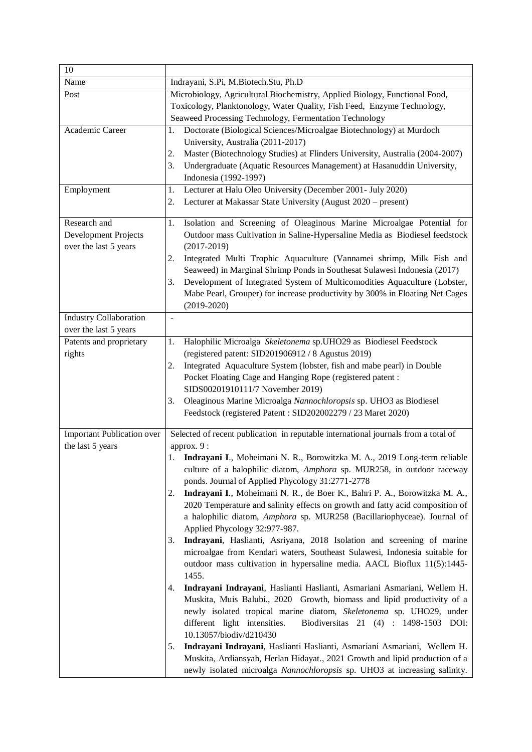| 10 | |
|---|---|
| Name | Indrayani, S.Pi, M.Biotech.Stu, Ph.D |
| Post | Microbiology, Agricultural Biochemistry, Applied Biology, Functional Food, Toxicology, Planktonology, Water Quality, Fish Feed, Enzyme Technology, Seaweed Processing Technology, Fermentation Technology |
| Academic Career | 1. Doctorate (Biological Sciences/Microalgae Biotechnology) at Murdoch University, Australia (2011-2017)<br>2. Master (Biotechnology Studies) at Flinders University, Australia (2004-2007)<br>3. Undergraduate (Aquatic Resources Management) at Hasanuddin University, Indonesia (1992-1997) |
| Employment | 1. Lecturer at Halu Oleo University (December 2001- July 2020)<br>2. Lecturer at Makassar State University (August 2020 – present) |
| Research and Development Projects over the last 5 years | 1. Isolation and Screening of Oleaginous Marine Microalgae Potential for Outdoor mass Cultivation in Saline-Hypersaline Media as Biodiesel feedstock (2017-2019)<br>2. Integrated Multi Trophic Aquaculture (Vannamei shrimp, Milk Fish and Seaweed) in Marginal Shrimp Ponds in Southesat Sulawesi Indonesia (2017)<br>3. Development of Integrated System of Multicomodities Aquaculture (Lobster, Mabe Pearl, Grouper) for increase productivity by 300% in Floating Net Cages (2019-2020) |
| Industry Collaboration over the last 5 years | - |
| Patents and proprietary rights | 1. Halophilic Microalga *Skeletonema* sp.UHO29 as Biodiesel Feedstock (registered patent: SID201906912 / 8 Agustus 2019)<br>2. Integrated Aquaculture System (lobster, fish and mabe pearl) in Double Pocket Floating Cage and Hanging Rope (registered patent : SIDS00201910111/7 November 2019)<br>3. Oleaginous Marine Microalga *Nannochloropsis* sp. UHO3 as Biodiesel Feedstock (registered Patent : SID202002279 / 23 Maret 2020) |
| Important Publication over the last 5 years | Selected of recent publication in reputable international journals from a total of approx. 9 :<br>1. **Indrayani I**., Moheimani N. R., Borowitzka M. A., 2019 Long-term reliable culture of a halophilic diatom, *Amphora* sp. MUR258, in outdoor raceway ponds. Journal of Applied Phycology 31:2771-2778<br>2. **Indrayani I**., Moheimani N. R., de Boer K., Bahri P. A., Borowitzka M. A., 2020 Temperature and salinity effects on growth and fatty acid composition of a halophilic diatom, *Amphora* sp. MUR258 (Bacillariophyceae). Journal of Applied Phycology 32:977-987.<br>3. **Indrayani**, Haslianti, Asriyana, 2018 Isolation and screening of marine microalgae from Kendari waters, Southeast Sulawesi, Indonesia suitable for outdoor mass cultivation in hypersaline media. AACL Bioflux 11(5):1445-1455.<br>4. **Indrayani Indrayani**, Haslianti Haslianti, Asmariani Asmariani, Wellem H. Muskita, Muis Balubi., 2020 Growth, biomass and lipid productivity of a newly isolated tropical marine diatom, *Skeletonema* sp. UHO29, under different light intensities. Biodiversitas 21 (4) : 1498-1503 DOI: 10.13057/biodiv/d210430<br>5. **Indrayani Indrayani**, Haslianti Haslianti, Asmariani Asmariani, Wellem H. Muskita, Ardiansyah, Herlan Hidayat., 2021 Growth and lipid production of a newly isolated microalga *Nannochloropsis* sp. UHO3 at increasing salinity. |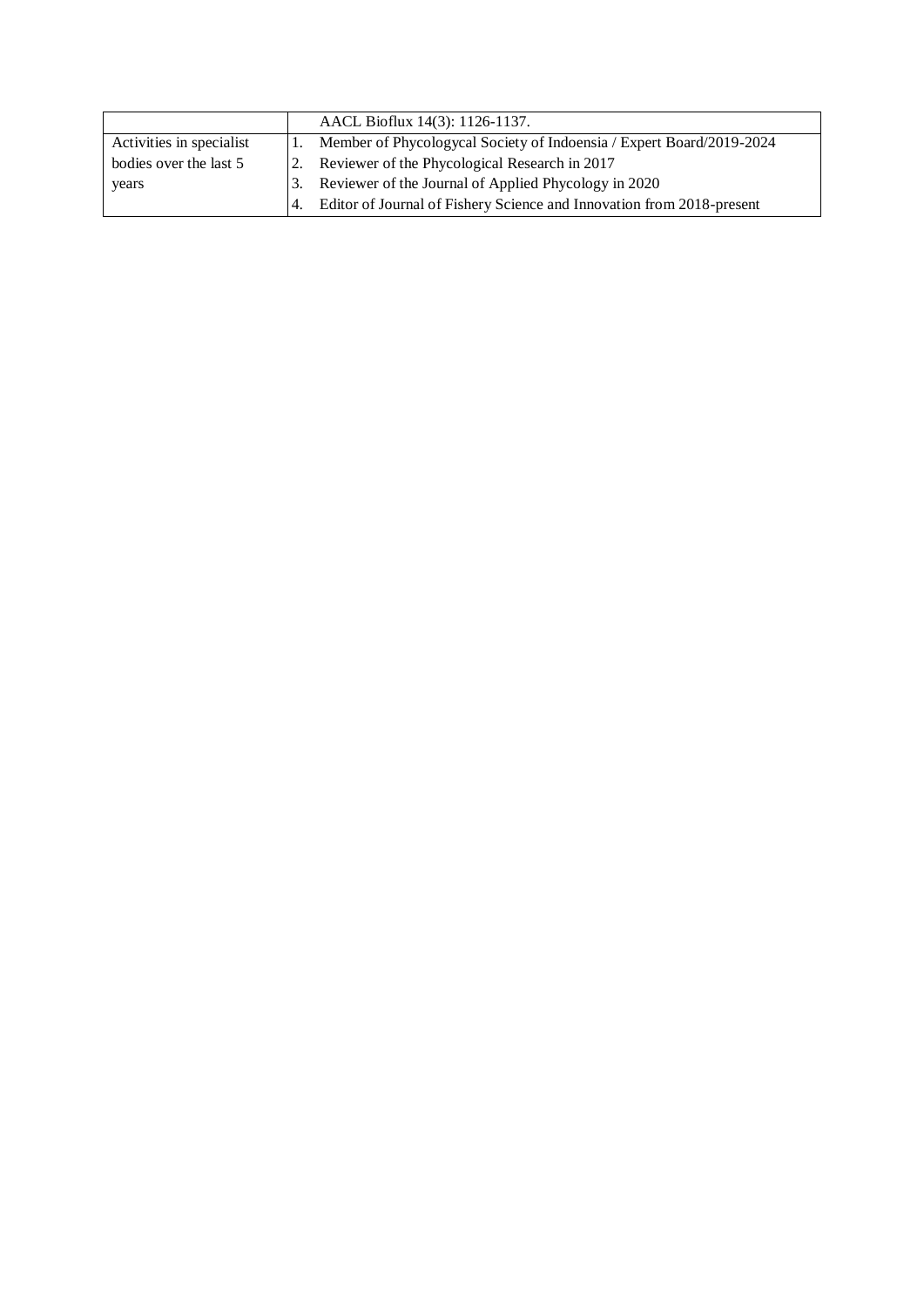| | |
|---|---|
| | AACL Bioflux 14(3): 1126-1137. |
| Activities in specialist bodies over the last 5 years | 1. Member of Phycologycal Society of Indoensia / Expert Board/2019-2024<br>2. Reviewer of the Phycological Research in 2017<br>3. Reviewer of the Journal of Applied Phycology in 2020<br>4. Editor of Journal of Fishery Science and Innovation from 2018-present |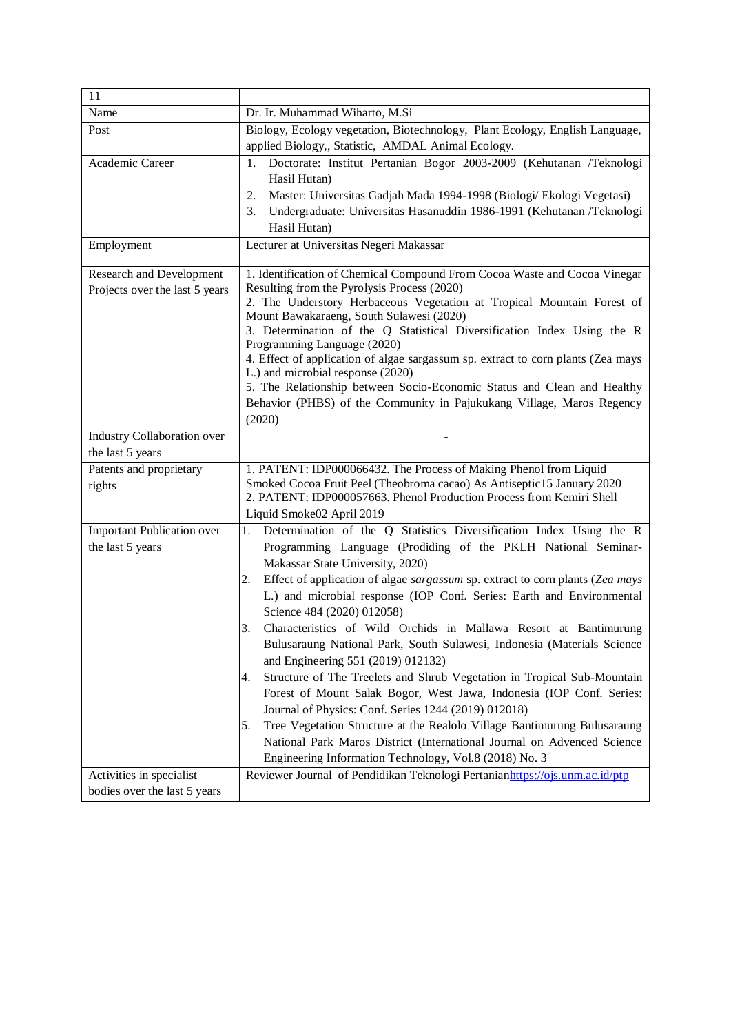| 11 | |
|---|---|
| Name | Dr. Ir. Muhammad Wiharto, M.Si |
| Post | Biology, Ecology vegetation, Biotechnology, Plant Ecology, English Language, applied Biology,, Statistic, AMDAL Animal Ecology. |
| Academic Career | 1. Doctorate: Institut Pertanian Bogor 2003-2009 (Kehutanan /Teknologi Hasil Hutan)<br>2. Master: Universitas Gadjah Mada 1994-1998 (Biologi/ Ekologi Vegetasi)<br>3. Undergraduate: Universitas Hasanuddin 1986-1991 (Kehutanan /Teknologi Hasil Hutan) |
| Employment | Lecturer at Universitas Negeri Makassar |
| Research and Development Projects over the last 5 years | 1. Identification of Chemical Compound From Cocoa Waste and Cocoa Vinegar Resulting from the Pyrolysis Process (2020)<br>2. The Understory Herbaceous Vegetation at Tropical Mountain Forest of Mount Bawakaraeng, South Sulawesi (2020)<br>3. Determination of the Q Statistical Diversification Index Using the R Programming Language (2020)<br>4. Effect of application of algae sargassum sp. extract to corn plants (Zea mays L.) and microbial response (2020)<br>5. The Relationship between Socio-Economic Status and Clean and Healthy Behavior (PHBS) of the Community in Pajukukang Village, Maros Regency (2020) |
| Industry Collaboration over the last 5 years | - |
| Patents and proprietary rights | 1. PATENT: IDP000066432. The Process of Making Phenol from Liquid Smoked Cocoa Fruit Peel (Theobroma cacao) As Antiseptic15 January 2020<br>2. PATENT: IDP000057663. Phenol Production Process from Kemiri Shell Liquid Smoke02 April 2019 |
| Important Publication over the last 5 years | 1. Determination of the Q Statistics Diversification Index Using the R Programming Language (Prodiding of the PKLH National Seminar-Makassar State University, 2020)<br>2. Effect of application of algae *sargassum* sp. extract to corn plants (*Zea mays* L.) and microbial response (IOP Conf. Series: Earth and Environmental Science 484 (2020) 012058)<br>3. Characteristics of Wild Orchids in Mallawa Resort at Bantimurung Bulusaraung National Park, South Sulawesi, Indonesia (Materials Science and Engineering 551 (2019) 012132)<br>4. Structure of The Treelets and Shrub Vegetation in Tropical Sub-Mountain Forest of Mount Salak Bogor, West Jawa, Indonesia (IOP Conf. Series: Journal of Physics: Conf. Series 1244 (2019) 012018)<br>5. Tree Vegetation Structure at the Realolo Village Bantimurung Bulusaraung National Park Maros District (International Journal on Advenced Science Engineering Information Technology, Vol.8 (2018) No. 3 |
| Activities in specialist bodies over the last 5 years | Reviewer Journal of Pendidikan Teknologi Pertanianhttps://ojs.unm.ac.id/ptp |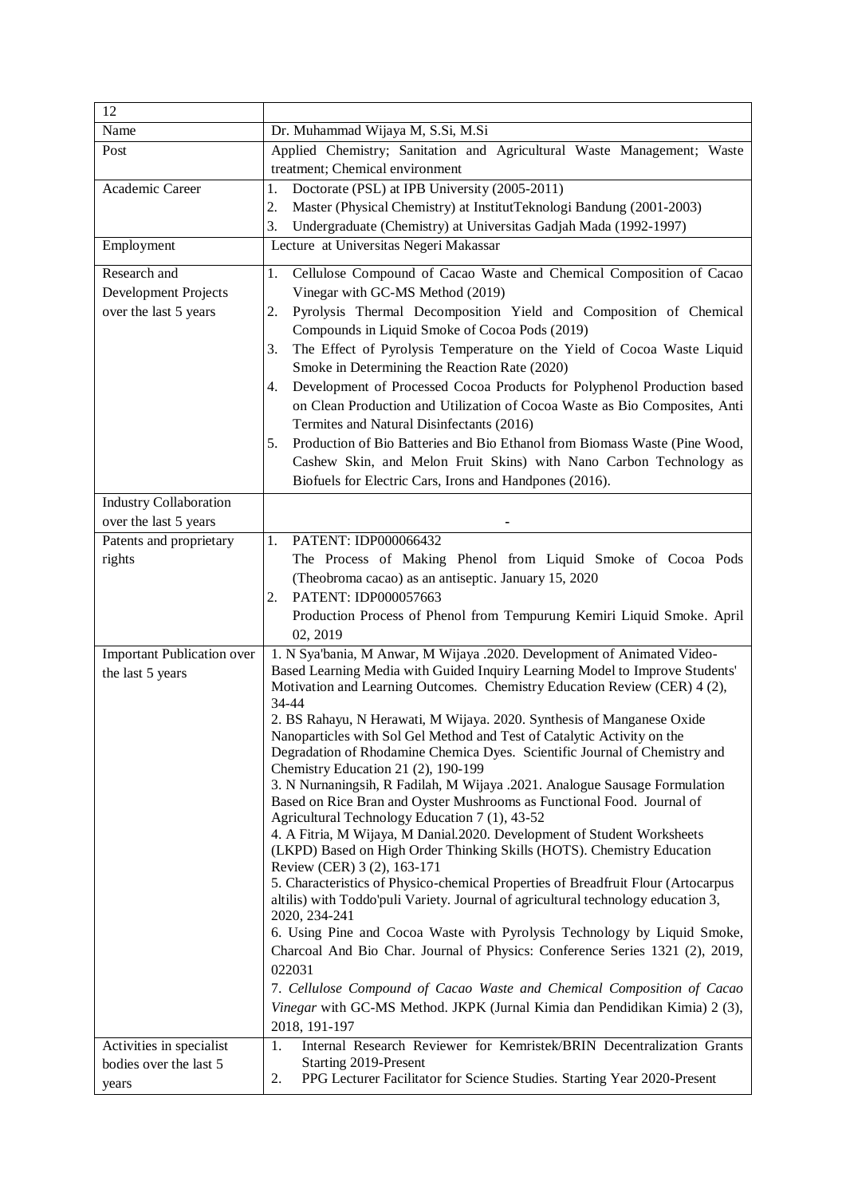| 12 | |
|---|---|
| Name | Dr. Muhammad Wijaya M, S.Si, M.Si |
| Post | Applied Chemistry; Sanitation and Agricultural Waste Management; Waste treatment; Chemical environment |
| Academic Career | 1. Doctorate (PSL) at IPB University (2005-2011)<br>2. Master (Physical Chemistry) at InstitutTeknologi Bandung (2001-2003)<br>3. Undergraduate (Chemistry) at Universitas Gadjah Mada (1992-1997) |
| Employment | Lecture at Universitas Negeri Makassar |
| Research and Development Projects over the last 5 years | 1. Cellulose Compound of Cacao Waste and Chemical Composition of Cacao Vinegar with GC-MS Method (2019)<br>2. Pyrolysis Thermal Decomposition Yield and Composition of Chemical Compounds in Liquid Smoke of Cocoa Pods (2019)<br>3. The Effect of Pyrolysis Temperature on the Yield of Cocoa Waste Liquid Smoke in Determining the Reaction Rate (2020)<br>4. Development of Processed Cocoa Products for Polyphenol Production based on Clean Production and Utilization of Cocoa Waste as Bio Composites, Anti Termites and Natural Disinfectants (2016)<br>5. Production of Bio Batteries and Bio Ethanol from Biomass Waste (Pine Wood, Cashew Skin, and Melon Fruit Skins) with Nano Carbon Technology as Biofuels for Electric Cars, Irons and Handpones (2016). |
| Industry Collaboration over the last 5 years | - |
| Patents and proprietary rights | 1. PATENT: IDP000066432<br>The Process of Making Phenol from Liquid Smoke of Cocoa Pods (Theobroma cacao) as an antiseptic. January 15, 2020<br>2. PATENT: IDP000057663<br>Production Process of Phenol from Tempurung Kemiri Liquid Smoke. April 02, 2019 |
| Important Publication over the last 5 years | 1. N Sya'bania, M Anwar, M Wijaya .2020. Development of Animated Video-Based Learning Media with Guided Inquiry Learning Model to Improve Students' Motivation and Learning Outcomes. Chemistry Education Review (CER) 4 (2), 34-44<br>2. BS Rahayu, N Herawati, M Wijaya. 2020. Synthesis of Manganese Oxide Nanoparticles with Sol Gel Method and Test of Catalytic Activity on the Degradation of Rhodamine Chemica Dyes. Scientific Journal of Chemistry and Chemistry Education 21 (2), 190-199<br>3. N Nurnaningsih, R Fadilah, M Wijaya .2021. Analogue Sausage Formulation Based on Rice Bran and Oyster Mushrooms as Functional Food. Journal of Agricultural Technology Education 7 (1), 43-52<br>4. A Fitria, M Wijaya, M Danial.2020. Development of Student Worksheets (LKPD) Based on High Order Thinking Skills (HOTS). Chemistry Education Review (CER) 3 (2), 163-171<br>5. Characteristics of Physico-chemical Properties of Breadfruit Flour (Artocarpus altilis) with Toddo'puli Variety. Journal of agricultural technology education 3, 2020, 234-241<br>6. Using Pine and Cocoa Waste with Pyrolysis Technology by Liquid Smoke, Charcoal And Bio Char. Journal of Physics: Conference Series 1321 (2), 2019, 022031<br>7. *Cellulose Compound of Cacao Waste and Chemical Composition of Cacao Vinegar* with GC-MS Method. JKPK (Jurnal Kimia dan Pendidikan Kimia) 2 (3), 2018, 191-197 |
| Activities in specialist bodies over the last 5 years | 1. Internal Research Reviewer for Kemristek/BRIN Decentralization Grants Starting 2019-Present<br>2. PPG Lecturer Facilitator for Science Studies. Starting Year 2020-Present |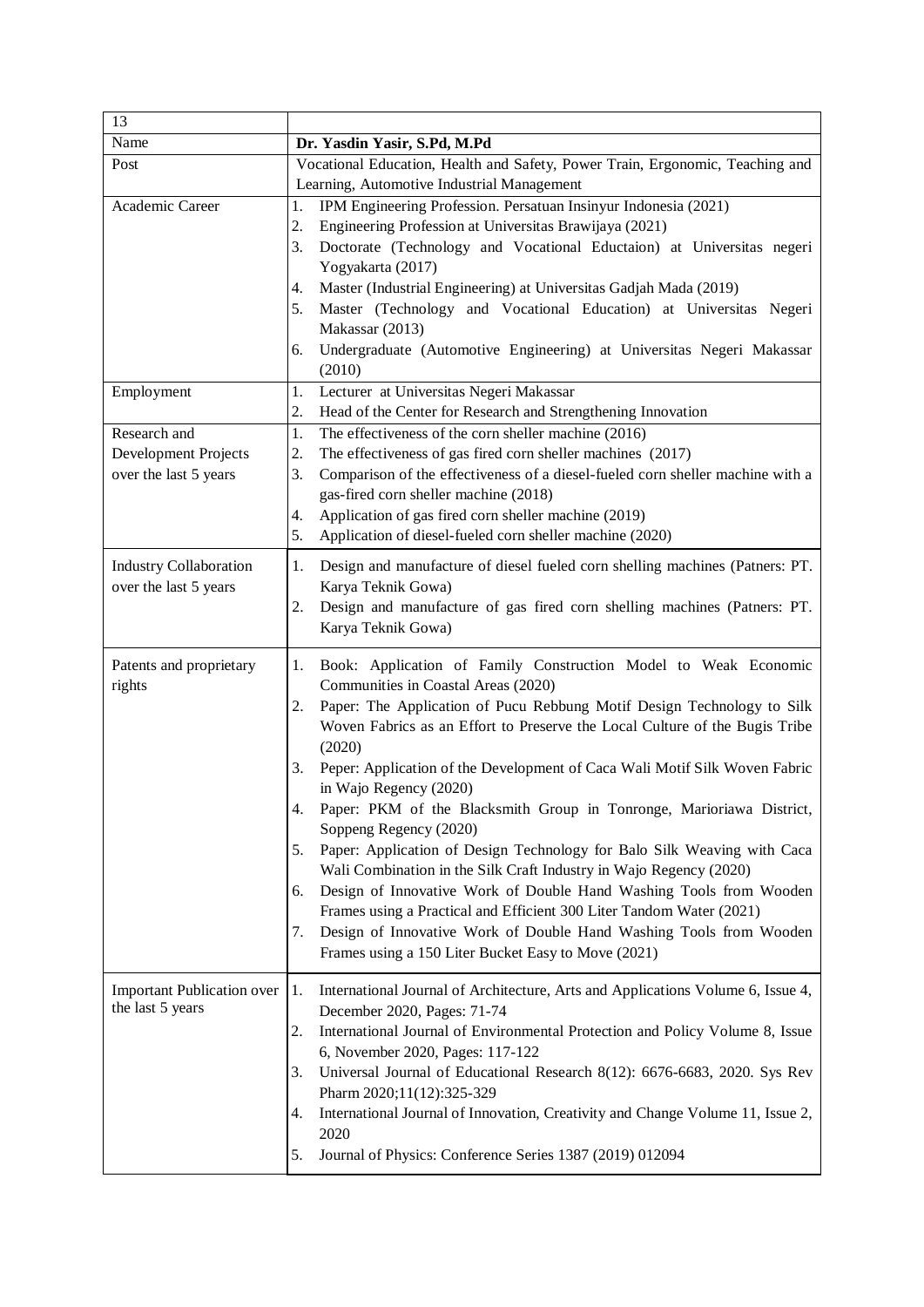| 13 | |
|---|---|
| Name | **Dr. Yasdin Yasir, S.Pd, M.Pd** |
| Post | Vocational Education, Health and Safety, Power Train, Ergonomic, Teaching and Learning, Automotive Industrial Management |
| Academic Career | 1. IPM Engineering Profession. Persatuan Insinyur Indonesia (2021)<br>2. Engineering Profession at Universitas Brawijaya (2021)<br>3. Doctorate (Technology and Vocational Eductaion) at Universitas negeri Yogyakarta (2017)<br>4. Master (Industrial Engineering) at Universitas Gadjah Mada (2019)<br>5. Master (Technology and Vocational Education) at Universitas Negeri Makassar (2013)<br>6. Undergraduate (Automotive Engineering) at Universitas Negeri Makassar (2010) |
| Employment | 1. Lecturer at Universitas Negeri Makassar<br>2. Head of the Center for Research and Strengthening Innovation |
| Research and Development Projects over the last 5 years | 1. The effectiveness of the corn sheller machine (2016)<br>2. The effectiveness of gas fired corn sheller machines (2017)<br>3. Comparison of the effectiveness of a diesel-fueled corn sheller machine with a gas-fired corn sheller machine (2018)<br>4. Application of gas fired corn sheller machine (2019)<br>5. Application of diesel-fueled corn sheller machine (2020) |
| Industry Collaboration over the last 5 years | 1. Design and manufacture of diesel fueled corn shelling machines (Patners: PT. Karya Teknik Gowa)<br>2. Design and manufacture of gas fired corn shelling machines (Patners: PT. Karya Teknik Gowa) |
| Patents and proprietary rights | 1. Book: Application of Family Construction Model to Weak Economic Communities in Coastal Areas (2020)<br>2. Paper: The Application of Pucu Rebbung Motif Design Technology to Silk Woven Fabrics as an Effort to Preserve the Local Culture of the Bugis Tribe (2020)<br>3. Peper: Application of the Development of Caca Wali Motif Silk Woven Fabric in Wajo Regency (2020)<br>4. Paper: PKM of the Blacksmith Group in Tonronge, Marioriawa District, Soppeng Regency (2020)<br>5. Paper: Application of Design Technology for Balo Silk Weaving with Caca Wali Combination in the Silk Craft Industry in Wajo Regency (2020)<br>6. Design of Innovative Work of Double Hand Washing Tools from Wooden Frames using a Practical and Efficient 300 Liter Tandom Water (2021)<br>7. Design of Innovative Work of Double Hand Washing Tools from Wooden Frames using a 150 Liter Bucket Easy to Move (2021) |
| Important Publication over the last 5 years | 1. International Journal of Architecture, Arts and Applications Volume 6, Issue 4, December 2020, Pages: 71-74<br>2. International Journal of Environmental Protection and Policy Volume 8, Issue 6, November 2020, Pages: 117-122<br>3. Universal Journal of Educational Research 8(12): 6676-6683, 2020. Sys Rev Pharm 2020;11(12):325-329<br>4. International Journal of Innovation, Creativity and Change Volume 11, Issue 2, 2020<br>5. Journal of Physics: Conference Series 1387 (2019) 012094 |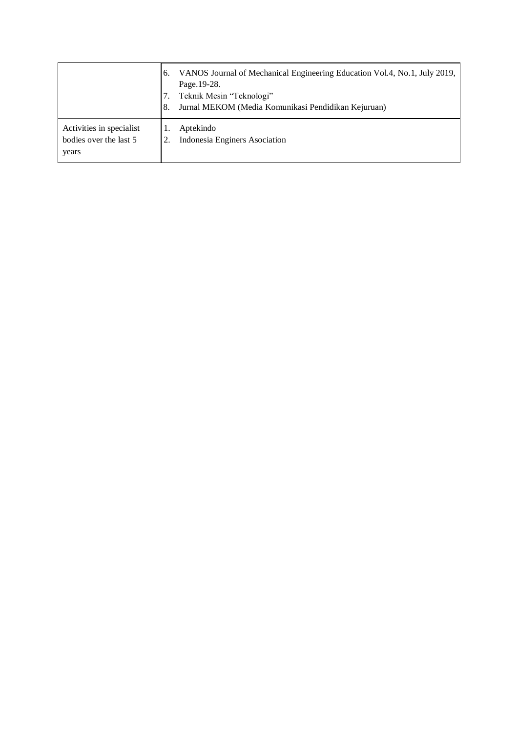| | |
|---|---|
| | 6. VANOS Journal of Mechanical Engineering Education Vol.4, No.1, July 2019, Page.19-28.<br>7. Teknik Mesin "Teknologi"<br>8. Jurnal MEKOM (Media Komunikasi Pendidikan Kejuruan) |
| Activities in specialist bodies over the last 5 years | 1. Aptekindo<br>2. Indonesia Enginers Asociation |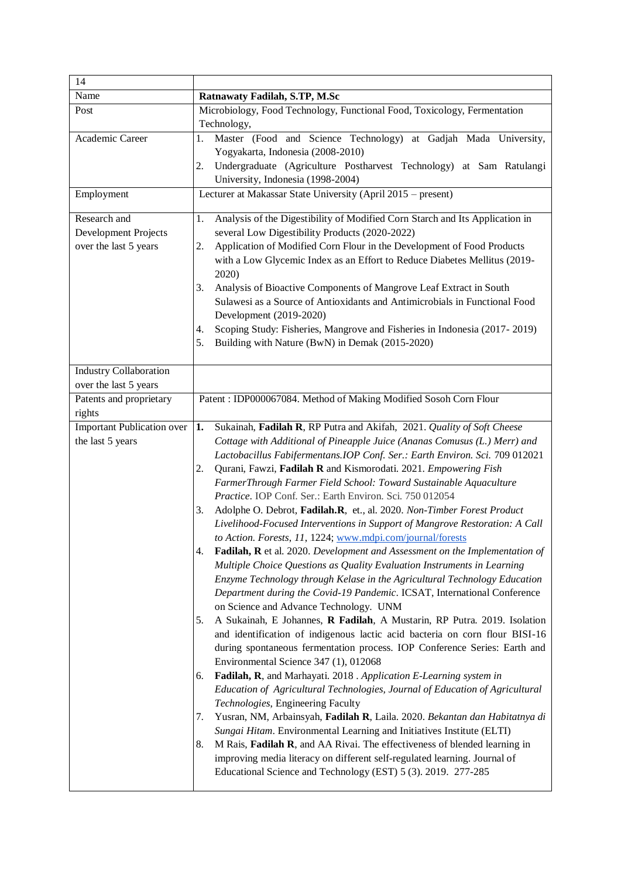| 14 | |
|---|---|
| Name | **Ratnawaty Fadilah, S.TP, M.Sc** |
| Post | Microbiology, Food Technology, Functional Food, Toxicology, Fermentation Technology, |
| Academic Career | 1. Master (Food and Science Technology) at Gadjah Mada University, Yogyakarta, Indonesia (2008-2010)<br>2. Undergraduate (Agriculture Postharvest Technology) at Sam Ratulangi University, Indonesia (1998-2004) |
| Employment | Lecturer at Makassar State University (April 2015 – present) |
| Research and Development Projects over the last 5 years | 1. Analysis of the Digestibility of Modified Corn Starch and Its Application in several Low Digestibility Products (2020-2022)<br>2. Application of Modified Corn Flour in the Development of Food Products with a Low Glycemic Index as an Effort to Reduce Diabetes Mellitus (2019-2020)<br>3. Analysis of Bioactive Components of Mangrove Leaf Extract in South Sulawesi as a Source of Antioxidants and Antimicrobials in Functional Food Development (2019-2020)<br>4. Scoping Study: Fisheries, Mangrove and Fisheries in Indonesia (2017- 2019)<br>5. Building with Nature (BwN) in Demak (2015-2020) |
| Industry Collaboration over the last 5 years | |
| Patents and proprietary rights | Patent : IDP000067084. Method of Making Modified Sosoh Corn Flour |
| Important Publication over the last 5 years | **1.** Sukainah, **Fadilah R**, RP Putra and Akifah, 2021. *Quality of Soft Cheese Cottage with Additional of Pineapple Juice (Ananas Comusus (L.) Merr) and Lactobacillus Fabifermentans.IOP Conf. Ser.: Earth Environ. Sci.* 709 012021<br>2. Qurani, Fawzi, **Fadilah R** and Kismorodati. 2021. *Empowering Fish FarmerThrough Farmer Field School: Toward Sustainable Aquaculture Practice*. IOP Conf. Ser.: Earth Environ. Sci. 750 012054<br>3. Adolphe O. Debrot, **Fadilah.R**, et., al. 2020. *Non-Timber Forest Product Livelihood-Focused Interventions in Support of Mangrove Restoration: A Call to Action. Forests, 11*, 1224; www.mdpi.com/journal/forests<br>4. **Fadilah, R** et al. 2020. *Development and Assessment on the Implementation of Multiple Choice Questions as Quality Evaluation Instruments in Learning Enzyme Technology through Kelase in the Agricultural Technology Education Department during the Covid-19 Pandemic*. ICSAT, International Conference on Science and Advance Technology. UNM<br>5. A Sukainah, E Johannes, **R Fadilah**, A Mustarin, RP Putra. 2019. Isolation and identification of indigenous lactic acid bacteria on corn flour BISI-16 during spontaneous fermentation process. IOP Conference Series: Earth and Environmental Science 347 (1), 012068<br>6. **Fadilah, R**, and Marhayati. 2018 . *Application E-Learning system in Education of Agricultural Technologies, Journal of Education of Agricultural Technologies*, Engineering Faculty<br>7. Yusran, NM, Arbainsyah, **Fadilah R**, Laila. 2020. *Bekantan dan Habitatnya di Sungai Hitam*. Environmental Learning and Initiatives Institute (ELTI)<br>8. M Rais, **Fadilah R**, and AA Rivai. The effectiveness of blended learning in improving media literacy on different self-regulated learning. Journal of Educational Science and Technology (EST) 5 (3). 2019. 277-285 |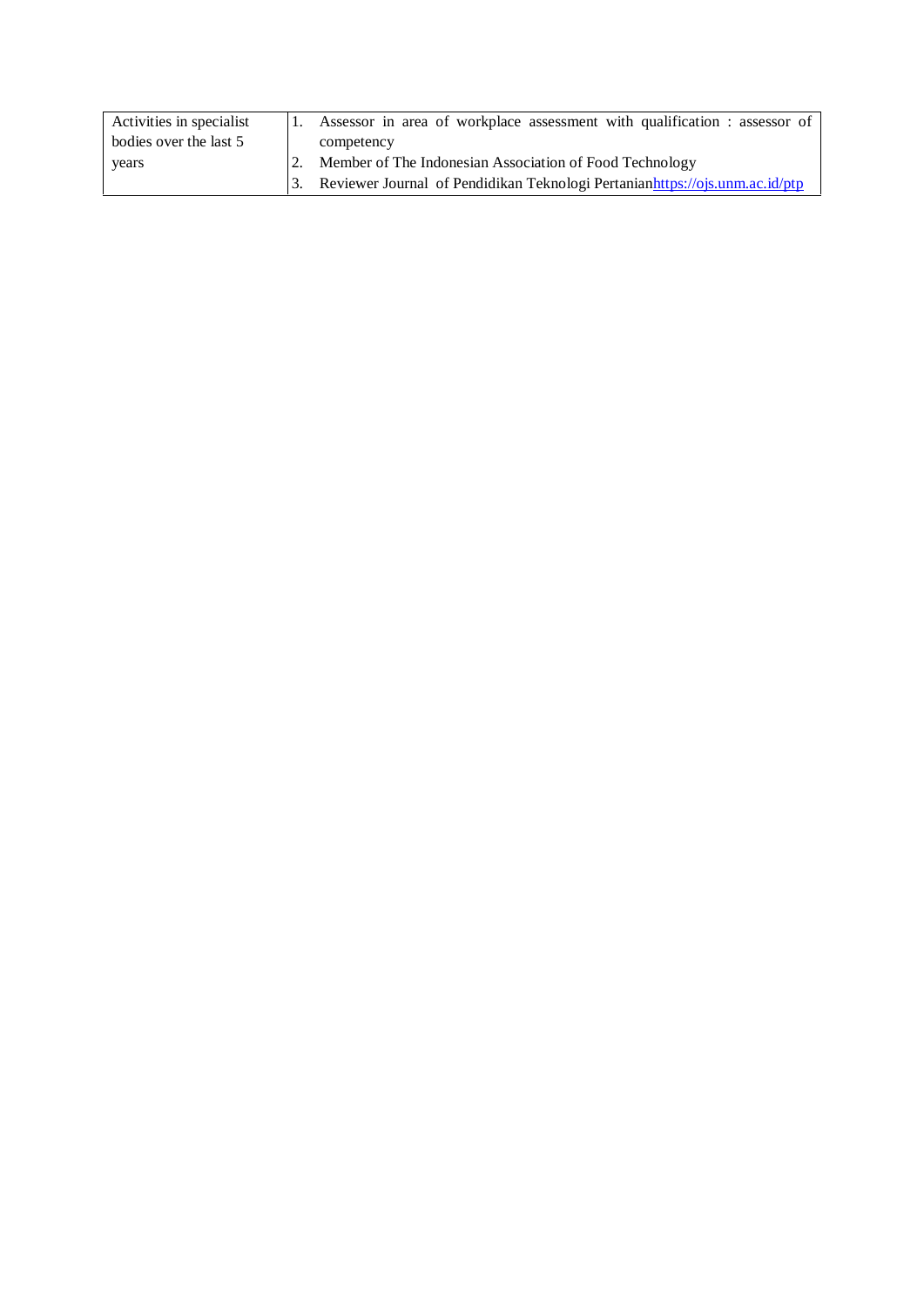| Activities in specialist bodies over the last 5 years | 1. Assessor in area of workplace assessment with qualification : assessor of competency<br>2. Member of The Indonesian Association of Food Technology<br>3. Reviewer Journal of Pendidikan Teknologi Pertanian https://ojs.unm.ac.id/ptp |
|---|---|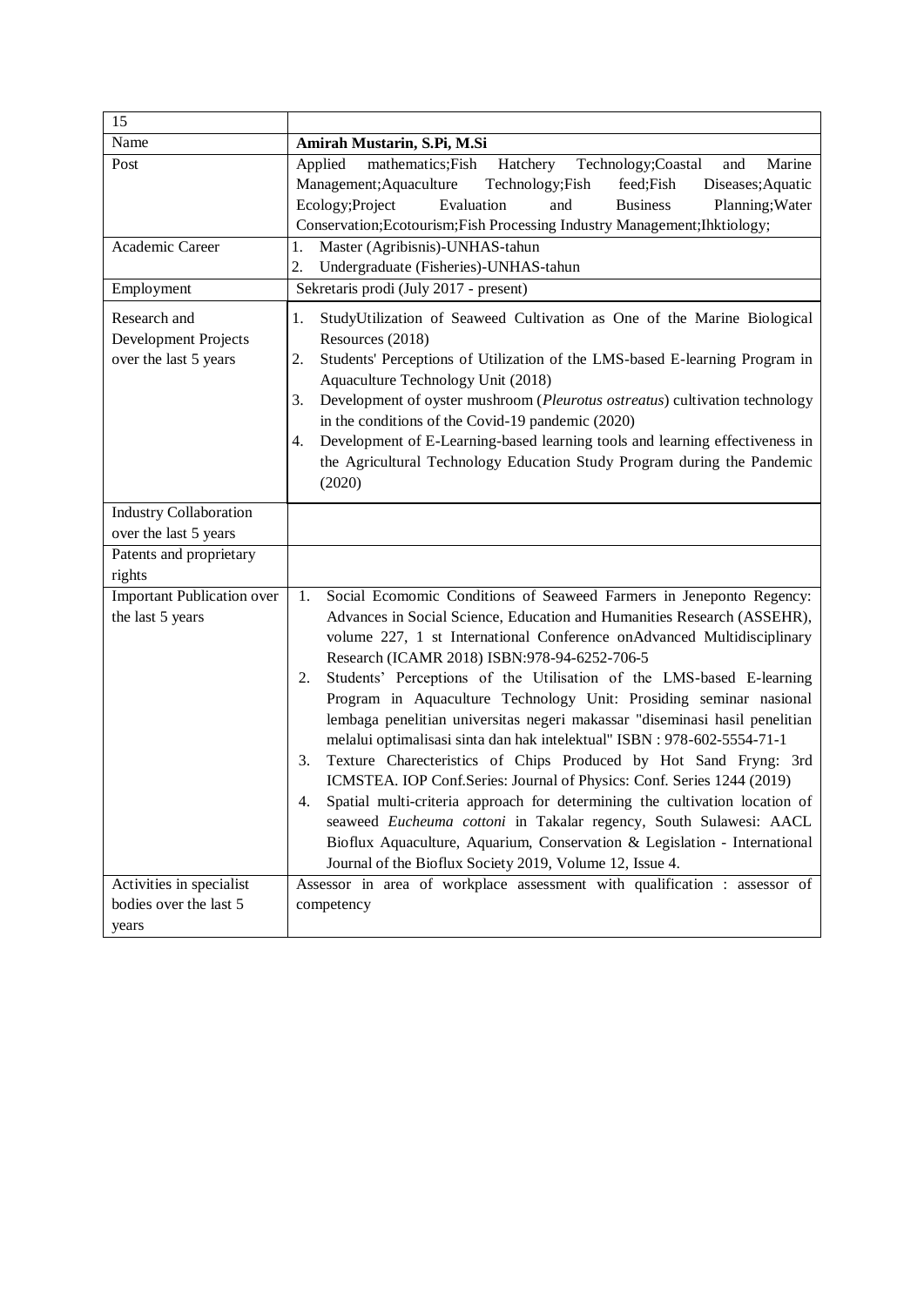| 15 | |
|---|---|
| Name | **Amirah Mustarin, S.Pi, M.Si** |
| Post | Applied mathematics;Fish Hatchery Technology;Coastal and Marine Management;Aquaculture Technology;Fish feed;Fish Diseases;Aquatic Ecology;Project Evaluation and Business Planning;Water Conservation;Ecotourism;Fish Processing Industry Management;Ihktiology; |
| Academic Career | 1. Master (Agribisnis)-UNHAS-tahun<br>2. Undergraduate (Fisheries)-UNHAS-tahun |
| Employment | Sekretaris prodi (July 2017 - present) |
| Research and Development Projects over the last 5 years | 1. StudyUtilization of Seaweed Cultivation as One of the Marine Biological Resources (2018)<br>2. Students' Perceptions of Utilization of the LMS-based E-learning Program in Aquaculture Technology Unit (2018)<br>3. Development of oyster mushroom (*Pleurotus ostreatus*) cultivation technology in the conditions of the Covid-19 pandemic (2020)<br>4. Development of E-Learning-based learning tools and learning effectiveness in the Agricultural Technology Education Study Program during the Pandemic (2020) |
| Industry Collaboration over the last 5 years | |
| Patents and proprietary rights | |
| Important Publication over the last 5 years | 1. Social Ecomomic Conditions of Seaweed Farmers in Jeneponto Regency: Advances in Social Science, Education and Humanities Research (ASSEHR), volume 227, 1 st International Conference onAdvanced Multidisciplinary Research (ICAMR 2018) ISBN:978-94-6252-706-5<br>2. Students' Perceptions of the Utilisation of the LMS-based E-learning Program in Aquaculture Technology Unit: Prosiding seminar nasional lembaga penelitian universitas negeri makassar "diseminasi hasil penelitian melalui optimalisasi sinta dan hak intelektual" ISBN : 978-602-5554-71-1<br>3. Texture Charecteristics of Chips Produced by Hot Sand Fryng: 3rd ICMSTEA. IOP Conf.Series: Journal of Physics: Conf. Series 1244 (2019)<br>4. Spatial multi-criteria approach for determining the cultivation location of seaweed *Eucheuma cottoni* in Takalar regency, South Sulawesi: AACL Bioflux Aquaculture, Aquarium, Conservation & Legislation - International Journal of the Bioflux Society 2019, Volume 12, Issue 4. |
| Activities in specialist bodies over the last 5 years | Assessor in area of workplace assessment with qualification : assessor of competency |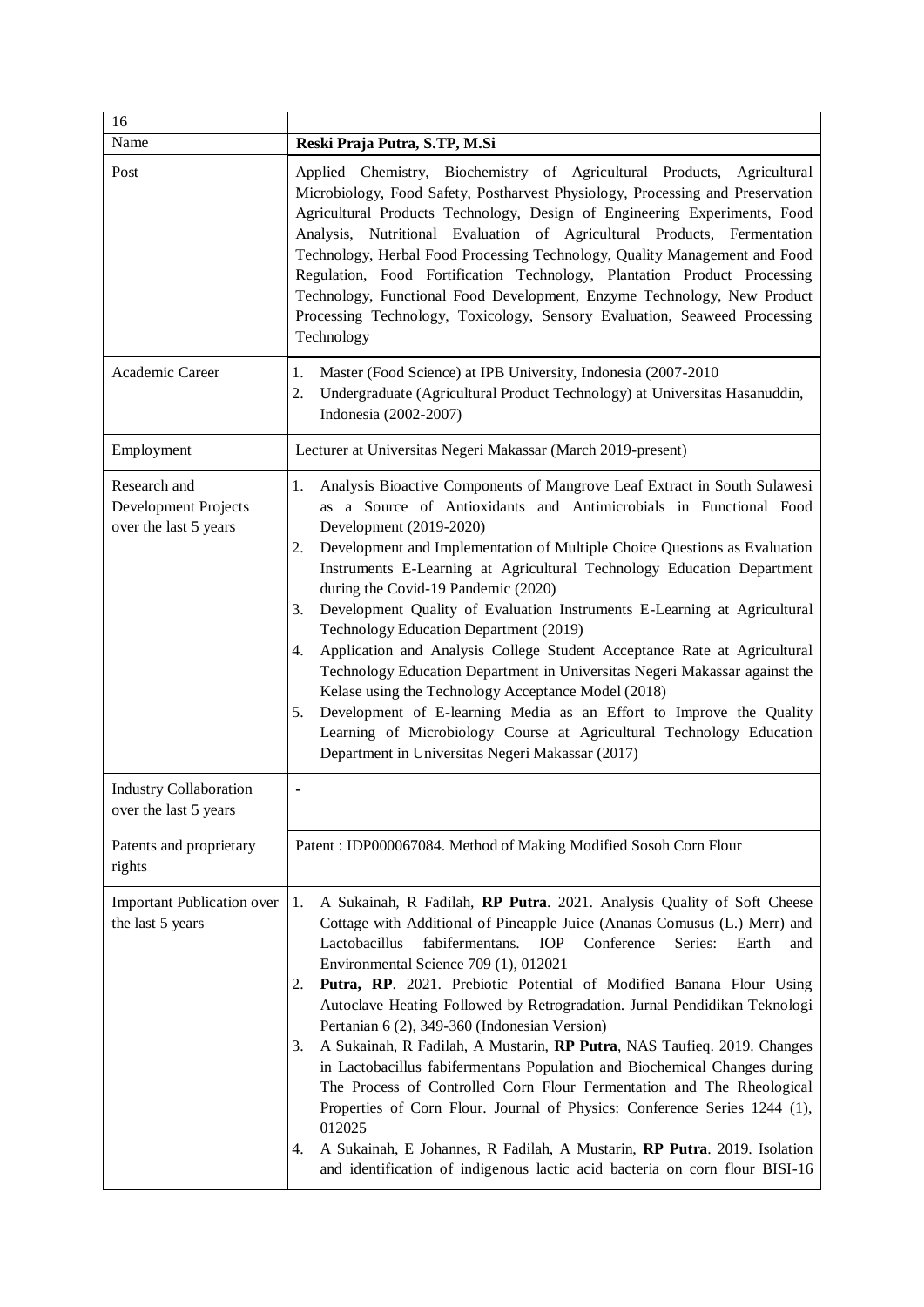| 16 | |
|---|---|
| Name | **Reski Praja Putra, S.TP, M.Si** |
| Post | Applied Chemistry, Biochemistry of Agricultural Products, Agricultural Microbiology, Food Safety, Postharvest Physiology, Processing and Preservation Agricultural Products Technology, Design of Engineering Experiments, Food Analysis, Nutritional Evaluation of Agricultural Products, Fermentation Technology, Herbal Food Processing Technology, Quality Management and Food Regulation, Food Fortification Technology, Plantation Product Processing Technology, Functional Food Development, Enzyme Technology, New Product Processing Technology, Toxicology, Sensory Evaluation, Seaweed Processing Technology |
| Academic Career | 1. Master (Food Science) at IPB University, Indonesia (2007-2010)<br>2. Undergraduate (Agricultural Product Technology) at Universitas Hasanuddin, Indonesia (2002-2007) |
| Employment | Lecturer at Universitas Negeri Makassar (March 2019-present) |
| Research and Development Projects over the last 5 years | 1. Analysis Bioactive Components of Mangrove Leaf Extract in South Sulawesi as a Source of Antioxidants and Antimicrobials in Functional Food Development (2019-2020)<br>2. Development and Implementation of Multiple Choice Questions as Evaluation Instruments E-Learning at Agricultural Technology Education Department during the Covid-19 Pandemic (2020)<br>3. Development Quality of Evaluation Instruments E-Learning at Agricultural Technology Education Department (2019)<br>4. Application and Analysis College Student Acceptance Rate at Agricultural Technology Education Department in Universitas Negeri Makassar against the Kelase using the Technology Acceptance Model (2018)<br>5. Development of E-learning Media as an Effort to Improve the Quality Learning of Microbiology Course at Agricultural Technology Education Department in Universitas Negeri Makassar (2017) |
| Industry Collaboration over the last 5 years | - |
| Patents and proprietary rights | Patent : IDP000067084. Method of Making Modified Sosoh Corn Flour |
| Important Publication over the last 5 years | 1. A Sukainah, R Fadilah, **RP Putra**. 2021. Analysis Quality of Soft Cheese Cottage with Additional of Pineapple Juice (Ananas Comusus (L.) Merr) and Lactobacillus fabifermentans. IOP Conference Series: Earth and Environmental Science 709 (1), 012021<br>2. **Putra, RP**. 2021. Prebiotic Potential of Modified Banana Flour Using Autoclave Heating Followed by Retrogradation. Jurnal Pendidikan Teknologi Pertanian 6 (2), 349-360 (Indonesian Version)<br>3. A Sukainah, R Fadilah, A Mustarin, **RP Putra**, NAS Taufieq. 2019. Changes in Lactobacillus fabifermentans Population and Biochemical Changes during The Process of Controlled Corn Flour Fermentation and The Rheological Properties of Corn Flour. Journal of Physics: Conference Series 1244 (1), 012025<br>4. A Sukainah, E Johannes, R Fadilah, A Mustarin, **RP Putra**. 2019. Isolation and identification of indigenous lactic acid bacteria on corn flour BISI-16 |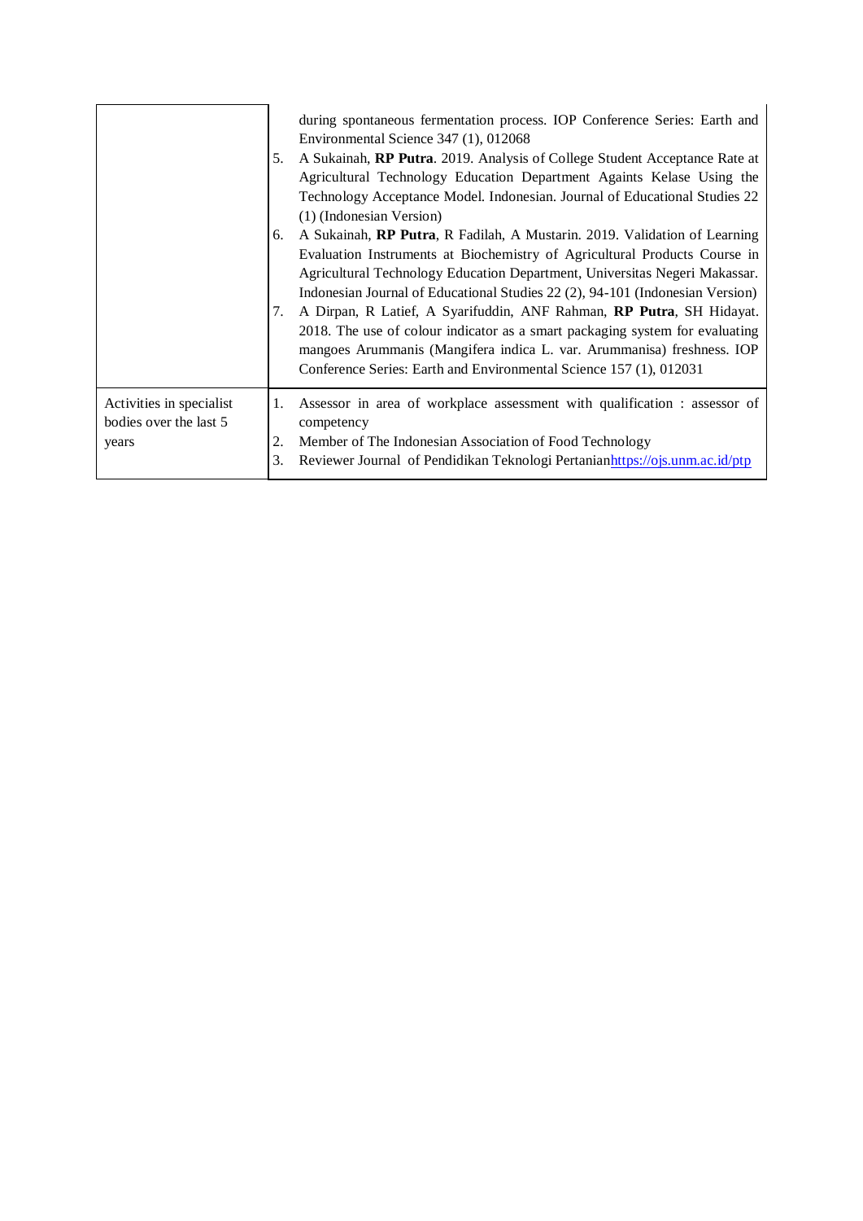| | |
|---|---|
| | during spontaneous fermentation process. IOP Conference Series: Earth and Environmental Science 347 (1), 012068<br>5. A Sukainah, **RP Putra**. 2019. Analysis of College Student Acceptance Rate at Agricultural Technology Education Department Againts Kelase Using the Technology Acceptance Model. Indonesian. Journal of Educational Studies 22 (1) (Indonesian Version)<br>6. A Sukainah, **RP Putra**, R Fadilah, A Mustarin. 2019. Validation of Learning Evaluation Instruments at Biochemistry of Agricultural Products Course in Agricultural Technology Education Department, Universitas Negeri Makassar. Indonesian Journal of Educational Studies 22 (2), 94-101 (Indonesian Version)<br>7. A Dirpan, R Latief, A Syarifuddin, ANF Rahman, **RP Putra**, SH Hidayat. 2018. The use of colour indicator as a smart packaging system for evaluating mangoes Arummanis (Mangifera indica L. var. Arummanisa) freshness. IOP Conference Series: Earth and Environmental Science 157 (1), 012031 |
| Activities in specialist bodies over the last 5 years | 1. Assessor in area of workplace assessment with qualification : assessor of competency<br>2. Member of The Indonesian Association of Food Technology<br>3. Reviewer Journal of Pendidikan Teknologi Pertanian https://ojs.unm.ac.id/ptp |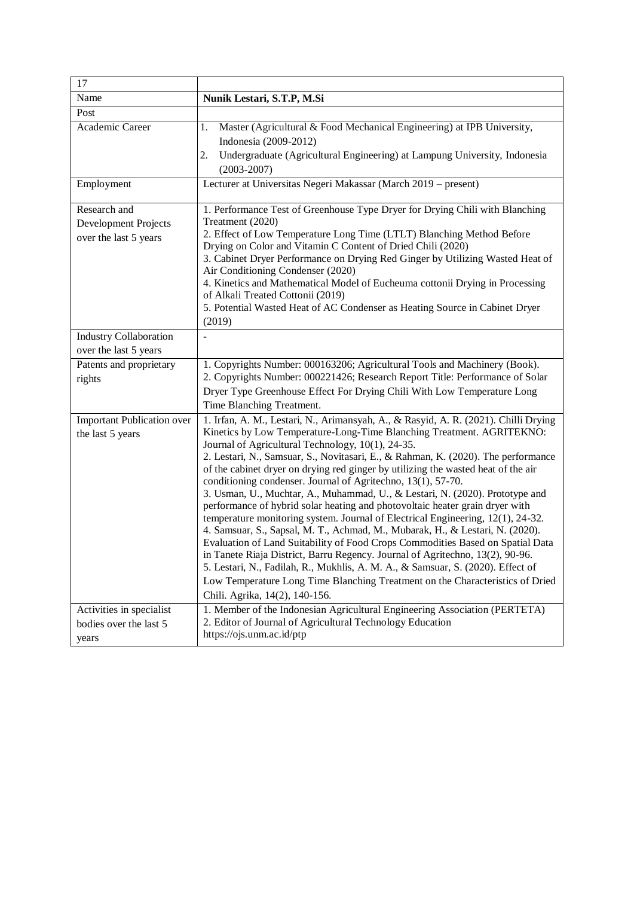| 17 | |
|---|---|
| Name | **Nunik Lestari, S.T.P, M.Si** |
| Post | |
| Academic Career | 1. Master (Agricultural & Food Mechanical Engineering) at IPB University, Indonesia (2009-2012)<br>2. Undergraduate (Agricultural Engineering) at Lampung University, Indonesia (2003-2007) |
| Employment | Lecturer at Universitas Negeri Makassar (March 2019 – present) |
| Research and Development Projects over the last 5 years | 1. Performance Test of Greenhouse Type Dryer for Drying Chili with Blanching Treatment (2020)<br>2. Effect of Low Temperature Long Time (LTLT) Blanching Method Before Drying on Color and Vitamin C Content of Dried Chili (2020)<br>3. Cabinet Dryer Performance on Drying Red Ginger by Utilizing Wasted Heat of Air Conditioning Condenser (2020)<br>4. Kinetics and Mathematical Model of Eucheuma cottonii Drying in Processing of Alkali Treated Cottonii (2019)<br>5. Potential Wasted Heat of AC Condenser as Heating Source in Cabinet Dryer (2019) |
| Industry Collaboration over the last 5 years | - |
| Patents and proprietary rights | 1. Copyrights Number: 000163206; Agricultural Tools and Machinery (Book).<br>2. Copyrights Number: 000221426; Research Report Title: Performance of Solar Dryer Type Greenhouse Effect For Drying Chili With Low Temperature Long Time Blanching Treatment. |
| Important Publication over the last 5 years | 1. Irfan, A. M., Lestari, N., Arimansyah, A., & Rasyid, A. R. (2021). Chilli Drying Kinetics by Low Temperature-Long-Time Blanching Treatment. AGRITEKNO: Journal of Agricultural Technology, 10(1), 24-35.<br>2. Lestari, N., Samsuar, S., Novitasari, E., & Rahman, K. (2020). The performance of the cabinet dryer on drying red ginger by utilizing the wasted heat of the air conditioning condenser. Journal of Agritechno, 13(1), 57-70.<br>3. Usman, U., Muchtar, A., Muhammad, U., & Lestari, N. (2020). Prototype and performance of hybrid solar heating and photovoltaic heater grain dryer with temperature monitoring system. Journal of Electrical Engineering, 12(1), 24-32.<br>4. Samsuar, S., Sapsal, M. T., Achmad, M., Mubarak, H., & Lestari, N. (2020). Evaluation of Land Suitability of Food Crops Commodities Based on Spatial Data in Tanete Riaja District, Barru Regency. Journal of Agritechno, 13(2), 90-96.<br>5. Lestari, N., Fadilah, R., Mukhlis, A. M. A., & Samsuar, S. (2020). Effect of Low Temperature Long Time Blanching Treatment on the Characteristics of Dried Chili. Agrika, 14(2), 140-156. |
| Activities in specialist bodies over the last 5 years | 1. Member of the Indonesian Agricultural Engineering Association (PERTETA)<br>2. Editor of Journal of Agricultural Technology Education https://ojs.unm.ac.id/ptp |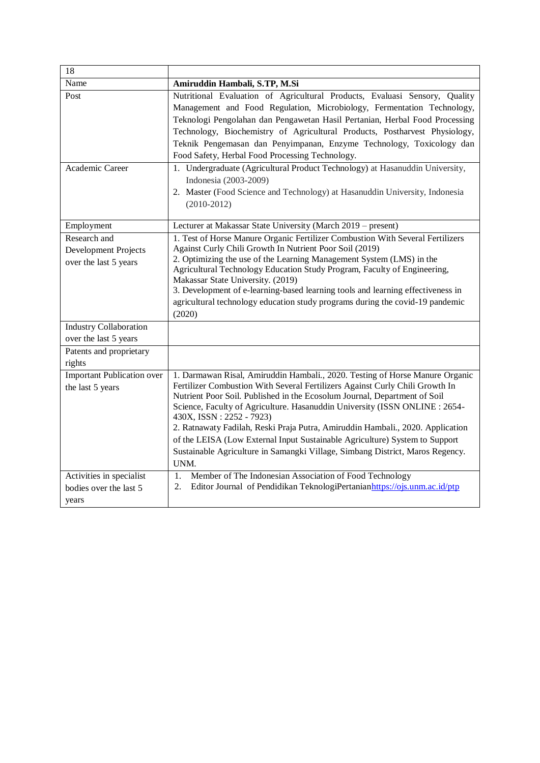| 18 | |
|---|---|
| Name | **Amiruddin Hambali, S.TP, M.Si** |
| Post | Nutritional Evaluation of Agricultural Products, Evaluasi Sensory, Quality Management and Food Regulation, Microbiology, Fermentation Technology, Teknologi Pengolahan dan Pengawetan Hasil Pertanian, Herbal Food Processing Technology, Biochemistry of Agricultural Products, Postharvest Physiology, Teknik Pengemasan dan Penyimpanan, Enzyme Technology, Toxicology dan Food Safety, Herbal Food Processing Technology. |
| Academic Career | 1. Undergraduate (Agricultural Product Technology) at Hasanuddin University, Indonesia (2003-2009)<br>2. Master (Food Science and Technology) at Hasanuddin University, Indonesia (2010-2012) |
| Employment | Lecturer at Makassar State University (March 2019 – present) |
| Research and Development Projects over the last 5 years | 1. Test of Horse Manure Organic Fertilizer Combustion With Several Fertilizers Against Curly Chili Growth In Nutrient Poor Soil (2019)<br>2. Optimizing the use of the Learning Management System (LMS) in the Agricultural Technology Education Study Program, Faculty of Engineering, Makassar State University. (2019)<br>3. Development of e-learning-based learning tools and learning effectiveness in agricultural technology education study programs during the covid-19 pandemic (2020) |
| Industry Collaboration over the last 5 years | |
| Patents and proprietary rights | |
| Important Publication over the last 5 years | 1. Darmawan Risal, Amiruddin Hambali., 2020. Testing of Horse Manure Organic Fertilizer Combustion With Several Fertilizers Against Curly Chili Growth In Nutrient Poor Soil. Published in the Ecosolum Journal, Department of Soil Science, Faculty of Agriculture. Hasanuddin University (ISSN ONLINE : 2654-430X, ISSN : 2252 - 7923)<br>2. Ratnawaty Fadilah, Reski Praja Putra, Amiruddin Hambali., 2020. Application of the LEISA (Low External Input Sustainable Agriculture) System to Support Sustainable Agriculture in Samangki Village, Simbang District, Maros Regency. UNM. |
| Activities in specialist bodies over the last 5 years | 1. Member of The Indonesian Association of Food Technology<br>2. Editor Journal of Pendidikan TeknologiPertanianhttps://ojs.unm.ac.id/ptp |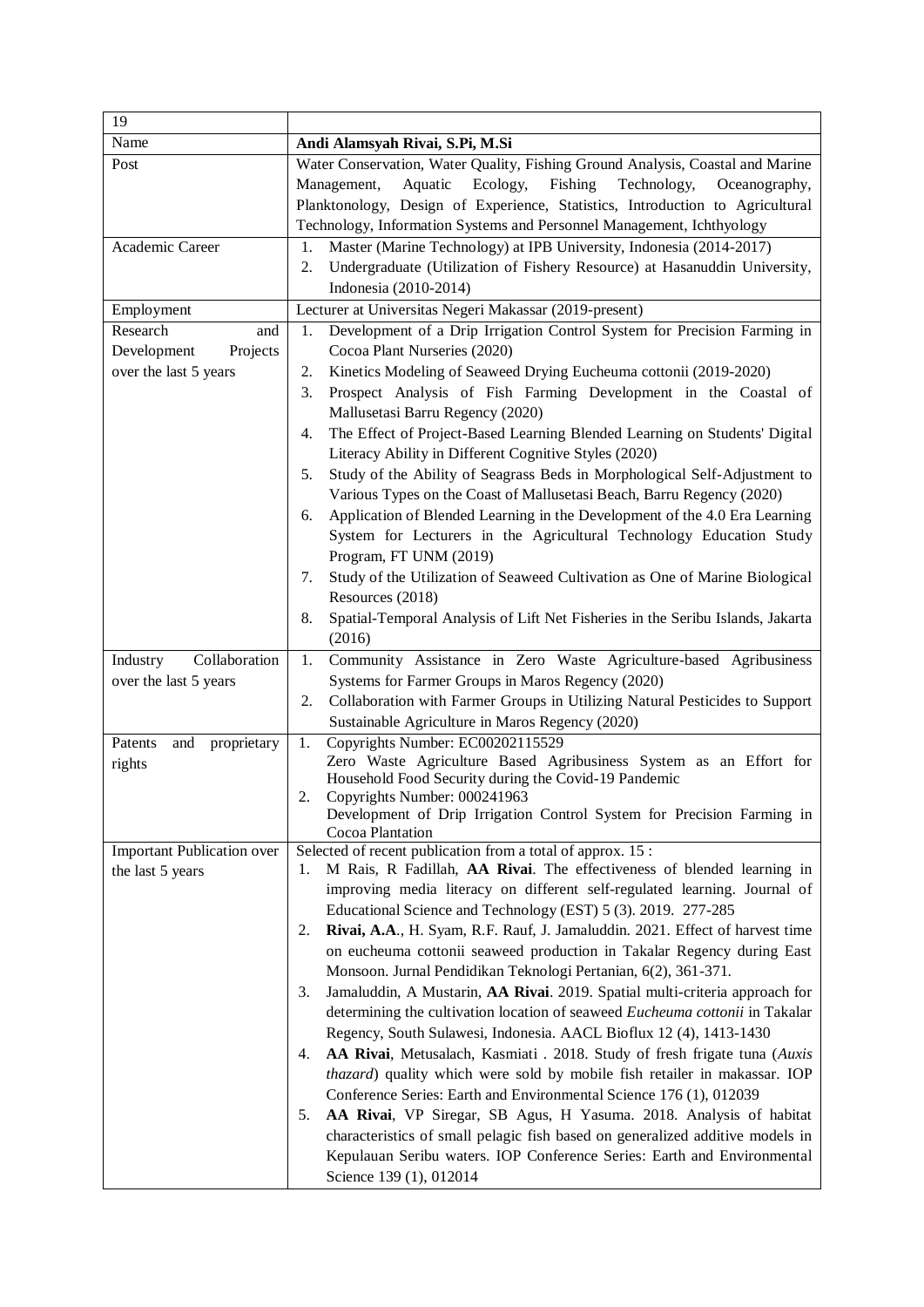| 19 | |
|---|---|
| Name | **Andi Alamsyah Rivai, S.Pi, M.Si** |
| Post | Water Conservation, Water Quality, Fishing Ground Analysis, Coastal and Marine Management, Aquatic Ecology, Fishing Technology, Oceanography, Planktonology, Design of Experience, Statistics, Introduction to Agricultural Technology, Information Systems and Personnel Management, Ichthyology |
| Academic Career | 1. Master (Marine Technology) at IPB University, Indonesia (2014-2017)<br>2. Undergraduate (Utilization of Fishery Resource) at Hasanuddin University, Indonesia (2010-2014) |
| Employment | Lecturer at Universitas Negeri Makassar (2019-present) |
| Research and Development Projects over the last 5 years | 1. Development of a Drip Irrigation Control System for Precision Farming in Cocoa Plant Nurseries (2020)<br>2. Kinetics Modeling of Seaweed Drying Eucheuma cottonii (2019-2020)<br>3. Prospect Analysis of Fish Farming Development in the Coastal of Mallusetasi Barru Regency (2020)<br>4. The Effect of Project-Based Learning Blended Learning on Students' Digital Literacy Ability in Different Cognitive Styles (2020)<br>5. Study of the Ability of Seagrass Beds in Morphological Self-Adjustment to Various Types on the Coast of Mallusetasi Beach, Barru Regency (2020)<br>6. Application of Blended Learning in the Development of the 4.0 Era Learning System for Lecturers in the Agricultural Technology Education Study Program, FT UNM (2019)<br>7. Study of the Utilization of Seaweed Cultivation as One of Marine Biological Resources (2018)<br>8. Spatial-Temporal Analysis of Lift Net Fisheries in the Seribu Islands, Jakarta (2016) |
| Industry Collaboration over the last 5 years | 1. Community Assistance in Zero Waste Agriculture-based Agribusiness Systems for Farmer Groups in Maros Regency (2020)<br>2. Collaboration with Farmer Groups in Utilizing Natural Pesticides to Support Sustainable Agriculture in Maros Regency (2020) |
| Patents and proprietary rights | 1. Copyrights Number: EC00202115529<br>Zero Waste Agriculture Based Agribusiness System as an Effort for Household Food Security during the Covid-19 Pandemic<br>2. Copyrights Number: 000241963<br>Development of Drip Irrigation Control System for Precision Farming in Cocoa Plantation |
| Important Publication over the last 5 years | Selected of recent publication from a total of approx. 15 :<br>1. M Rais, R Fadillah, **AA Rivai**. The effectiveness of blended learning in improving media literacy on different self-regulated learning. Journal of Educational Science and Technology (EST) 5 (3). 2019. 277-285<br>2. **Rivai, A.A**., H. Syam, R.F. Rauf, J. Jamaluddin. 2021. Effect of harvest time on eucheuma cottonii seaweed production in Takalar Regency during East Monsoon. Jurnal Pendidikan Teknologi Pertanian, 6(2), 361-371.<br>3. Jamaluddin, A Mustarin, **AA Rivai**. 2019. Spatial multi-criteria approach for determining the cultivation location of seaweed *Eucheuma cottonii* in Takalar Regency, South Sulawesi, Indonesia. AACL Bioflux 12 (4), 1413-1430<br>4. **AA Rivai**, Metusalach, Kasmiati . 2018. Study of fresh frigate tuna (*Auxis thazard*) quality which were sold by mobile fish retailer in makassar. IOP Conference Series: Earth and Environmental Science 176 (1), 012039<br>5. **AA Rivai**, VP Siregar, SB Agus, H Yasuma. 2018. Analysis of habitat characteristics of small pelagic fish based on generalized additive models in Kepulauan Seribu waters. IOP Conference Series: Earth and Environmental Science 139 (1), 012014 |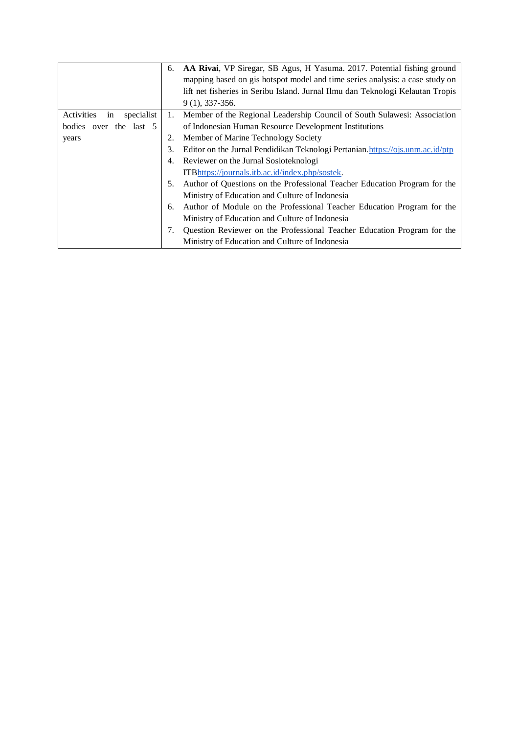| | |
|---|---|
| | 6. **AA Rivai**, VP Siregar, SB Agus, H Yasuma. 2017. Potential fishing ground mapping based on gis hotspot model and time series analysis: a case study on lift net fisheries in Seribu Island. Jurnal Ilmu dan Teknologi Kelautan Tropis 9 (1), 337-356. |
| Activities in specialist bodies over the last 5 years | 1. Member of the Regional Leadership Council of South Sulawesi: Association of Indonesian Human Resource Development Institutions<br>2. Member of Marine Technology Society<br>3. Editor on the Jurnal Pendidikan Teknologi Pertanian. https://ojs.unm.ac.id/ptp<br>4. Reviewer on the Jurnal Sosioteknologi ITBhttps://journals.itb.ac.id/index.php/sostek.<br>5. Author of Questions on the Professional Teacher Education Program for the Ministry of Education and Culture of Indonesia<br>6. Author of Module on the Professional Teacher Education Program for the Ministry of Education and Culture of Indonesia<br>7. Question Reviewer on the Professional Teacher Education Program for the Ministry of Education and Culture of Indonesia |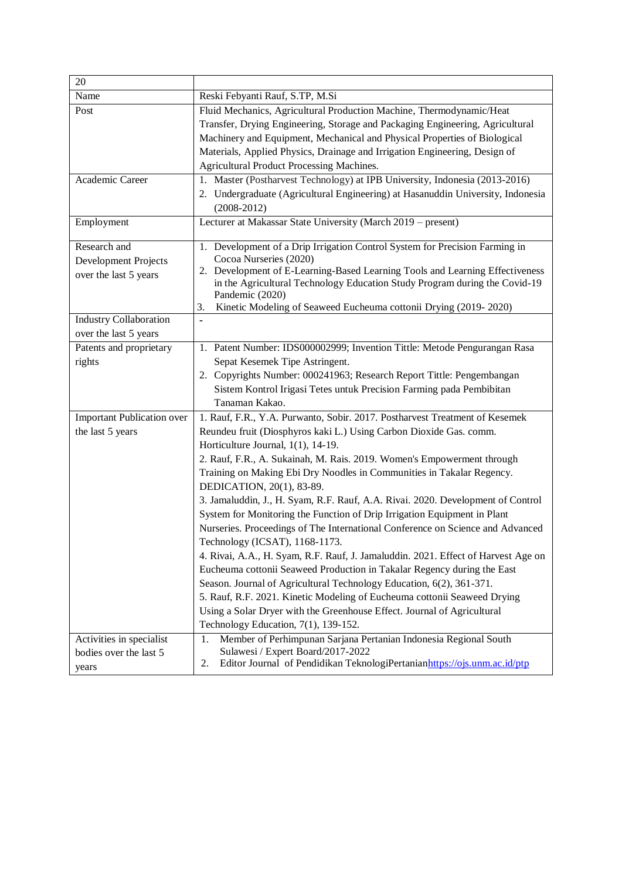| 20 | |
|---|---|
| Name | Reski Febyanti Rauf, S.TP, M.Si |
| Post | Fluid Mechanics, Agricultural Production Machine, Thermodynamic/Heat Transfer, Drying Engineering, Storage and Packaging Engineering, Agricultural Machinery and Equipment, Mechanical and Physical Properties of Biological Materials, Applied Physics, Drainage and Irrigation Engineering, Design of Agricultural Product Processing Machines. |
| Academic Career | 1. Master (Postharvest Technology) at IPB University, Indonesia (2013-2016)<br>2. Undergraduate (Agricultural Engineering) at Hasanuddin University, Indonesia (2008-2012) |
| Employment | Lecturer at Makassar State University (March 2019 – present) |
| Research and Development Projects over the last 5 years | 1. Development of a Drip Irrigation Control System for Precision Farming in Cocoa Nurseries (2020)<br>2. Development of E-Learning-Based Learning Tools and Learning Effectiveness in the Agricultural Technology Education Study Program during the Covid-19 Pandemic (2020)<br>3. Kinetic Modeling of Seaweed Eucheuma cottonii Drying (2019- 2020) |
| Industry Collaboration over the last 5 years | - |
| Patents and proprietary rights | 1. Patent Number: IDS000002999; Invention Tittle: Metode Pengurangan Rasa Sepat Kesemek Tipe Astringent.<br>2. Copyrights Number: 000241963; Research Report Tittle: Pengembangan Sistem Kontrol Irigasi Tetes untuk Precision Farming pada Pembibitan Tanaman Kakao. |
| Important Publication over the last 5 years | 1. Rauf, F.R., Y.A. Purwanto, Sobir. 2017. Postharvest Treatment of Kesemek Reundeu fruit (Diosphyros kaki L.) Using Carbon Dioxide Gas. comm. Horticulture Journal, 1(1), 14-19.<br>2. Rauf, F.R., A. Sukainah, M. Rais. 2019. Women's Empowerment through Training on Making Ebi Dry Noodles in Communities in Takalar Regency. DEDICATION, 20(1), 83-89.<br>3. Jamaluddin, J., H. Syam, R.F. Rauf, A.A. Rivai. 2020. Development of Control System for Monitoring the Function of Drip Irrigation Equipment in Plant Nurseries. Proceedings of The International Conference on Science and Advanced Technology (ICSAT), 1168-1173.<br>4. Rivai, A.A., H. Syam, R.F. Rauf, J. Jamaluddin. 2021. Effect of Harvest Age on Eucheuma cottonii Seaweed Production in Takalar Regency during the East Season. Journal of Agricultural Technology Education, 6(2), 361-371.<br>5. Rauf, R.F. 2021. Kinetic Modeling of Eucheuma cottonii Seaweed Drying Using a Solar Dryer with the Greenhouse Effect. Journal of Agricultural Technology Education, 7(1), 139-152. |
| Activities in specialist bodies over the last 5 years | 1. Member of Perhimpunan Sarjana Pertanian Indonesia Regional South Sulawesi / Expert Board/2017-2022<br>2. Editor Journal of Pendidikan TeknologiPertanianhttps://ojs.unm.ac.id/ptp |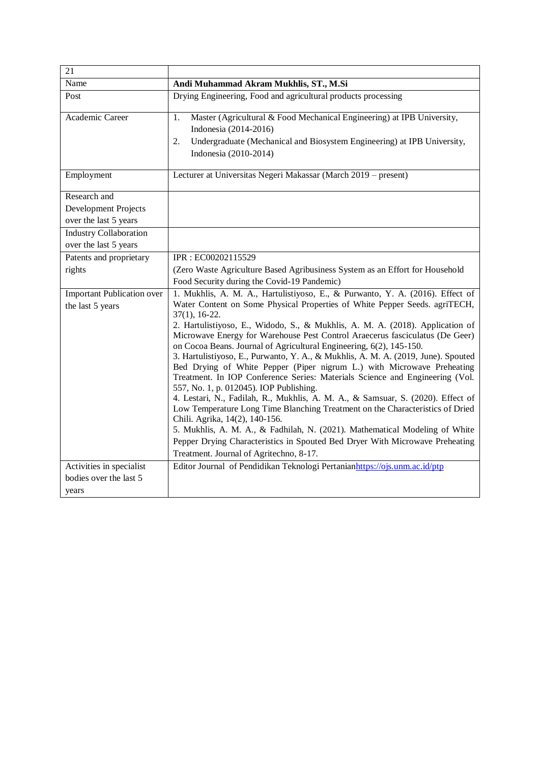| 21 | |
|---|---|
| Name | **Andi Muhammad Akram Mukhlis, ST., M.Si** |
| Post | Drying Engineering, Food and agricultural products processing |
| Academic Career | 1. Master (Agricultural & Food Mechanical Engineering) at IPB University, Indonesia (2014-2016)<br>2. Undergraduate (Mechanical and Biosystem Engineering) at IPB University, Indonesia (2010-2014) |
| Employment | Lecturer at Universitas Negeri Makassar (March 2019 – present) |
| Research and Development Projects over the last 5 years | |
| Industry Collaboration over the last 5 years | |
| Patents and proprietary rights | IPR : EC00202115529<br>(Zero Waste Agriculture Based Agribusiness System as an Effort for Household Food Security during the Covid-19 Pandemic) |
| Important Publication over the last 5 years | 1. Mukhlis, A. M. A., Hartulistiyoso, E., & Purwanto, Y. A. (2016). Effect of Water Content on Some Physical Properties of White Pepper Seeds. agriTECH, 37(1), 16-22.<br>2. Hartulistiyoso, E., Widodo, S., & Mukhlis, A. M. A. (2018). Application of Microwave Energy for Warehouse Pest Control Araecerus fasciculatus (De Geer) on Cocoa Beans. Journal of Agricultural Engineering, 6(2), 145-150.<br>3. Hartulistiyoso, E., Purwanto, Y. A., & Mukhlis, A. M. A. (2019, June). Spouted Bed Drying of White Pepper (Piper nigrum L.) with Microwave Preheating Treatment. In IOP Conference Series: Materials Science and Engineering (Vol. 557, No. 1, p. 012045). IOP Publishing.<br>4. Lestari, N., Fadilah, R., Mukhlis, A. M. A., & Samsuar, S. (2020). Effect of Low Temperature Long Time Blanching Treatment on the Characteristics of Dried Chili. Agrika, 14(2), 140-156.<br>5. Mukhlis, A. M. A., & Fadhilah, N. (2021). Mathematical Modeling of White Pepper Drying Characteristics in Spouted Bed Dryer With Microwave Preheating Treatment. Journal of Agritechno, 8-17. |
| Activities in specialist bodies over the last 5 years | Editor Journal of Pendidikan Teknologi Pertanian https://ojs.unm.ac.id/ptp |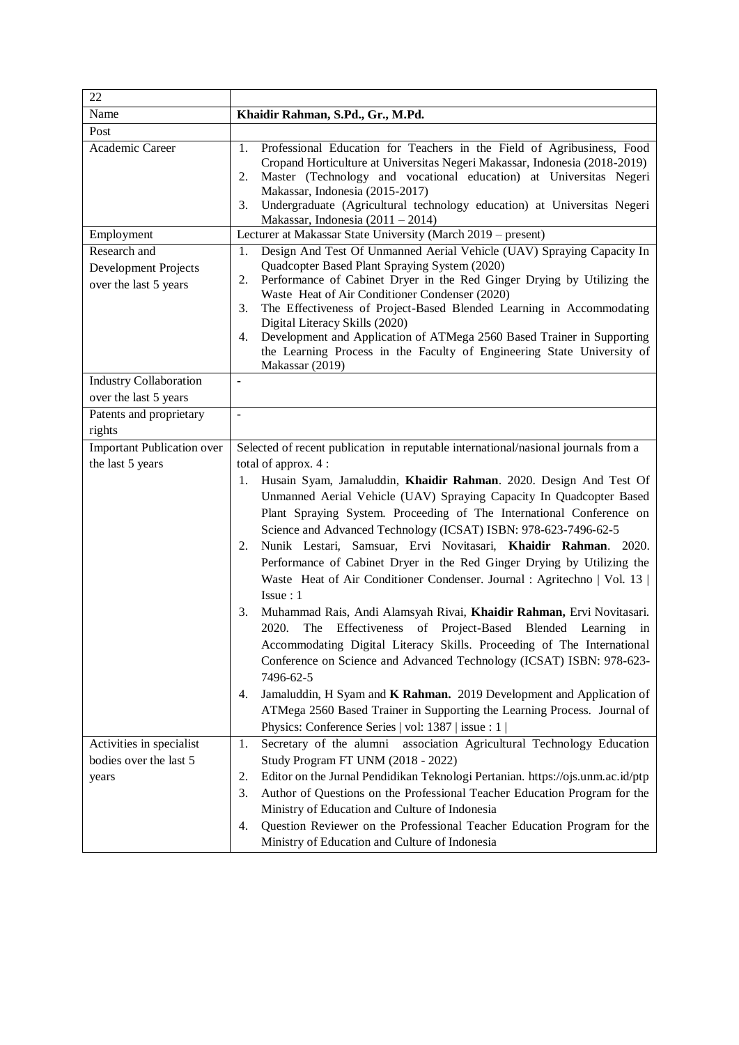| 22 | |
|---|---|
| Name | **Khaidir Rahman, S.Pd., Gr., M.Pd.** |
| Post | |
| Academic Career | 1. Professional Education for Teachers in the Field of Agribusiness, Food Cropand Horticulture at Universitas Negeri Makassar, Indonesia (2018-2019)<br>2. Master (Technology and vocational education) at Universitas Negeri Makassar, Indonesia (2015-2017)<br>3. Undergraduate (Agricultural technology education) at Universitas Negeri Makassar, Indonesia (2011 – 2014) |
| Employment | Lecturer at Makassar State University (March 2019 – present) |
| Research and Development Projects over the last 5 years | 1. Design And Test Of Unmanned Aerial Vehicle (UAV) Spraying Capacity In Quadcopter Based Plant Spraying System (2020)<br>2. Performance of Cabinet Dryer in the Red Ginger Drying by Utilizing the Waste Heat of Air Conditioner Condenser (2020)<br>3. The Effectiveness of Project-Based Blended Learning in Accommodating Digital Literacy Skills (2020)<br>4. Development and Application of ATMega 2560 Based Trainer in Supporting the Learning Process in the Faculty of Engineering State University of Makassar (2019) |
| Industry Collaboration over the last 5 years | - |
| Patents and proprietary rights | - |
| Important Publication over the last 5 years | Selected of recent publication in reputable international/nasional journals from a total of approx. 4 :<br>1. Husain Syam, Jamaluddin, **Khaidir Rahman**. 2020. Design And Test Of Unmanned Aerial Vehicle (UAV) Spraying Capacity In Quadcopter Based Plant Spraying System. Proceeding of The International Conference on Science and Advanced Technology (ICSAT) ISBN: 978-623-7496-62-5<br>2. Nunik Lestari, Samsuar, Ervi Novitasari, **Khaidir Rahman**. 2020. Performance of Cabinet Dryer in the Red Ginger Drying by Utilizing the Waste Heat of Air Conditioner Condenser. Journal : Agritechno \| Vol. 13 \| Issue : 1<br>3. Muhammad Rais, Andi Alamsyah Rivai, **Khaidir Rahman,** Ervi Novitasari. 2020. The Effectiveness of Project-Based Blended Learning in Accommodating Digital Literacy Skills. Proceeding of The International Conference on Science and Advanced Technology (ICSAT) ISBN: 978-623-7496-62-5<br>4. Jamaluddin, H Syam and **K Rahman.** 2019 Development and Application of ATMega 2560 Based Trainer in Supporting the Learning Process. Journal of Physics: Conference Series \| vol: 1387 \| issue : 1 \| |
| Activities in specialist bodies over the last 5 years | 1. Secretary of the alumni association Agricultural Technology Education Study Program FT UNM (2018 - 2022)<br>2. Editor on the Jurnal Pendidikan Teknologi Pertanian. https://ojs.unm.ac.id/ptp<br>3. Author of Questions on the Professional Teacher Education Program for the Ministry of Education and Culture of Indonesia<br>4. Question Reviewer on the Professional Teacher Education Program for the Ministry of Education and Culture of Indonesia |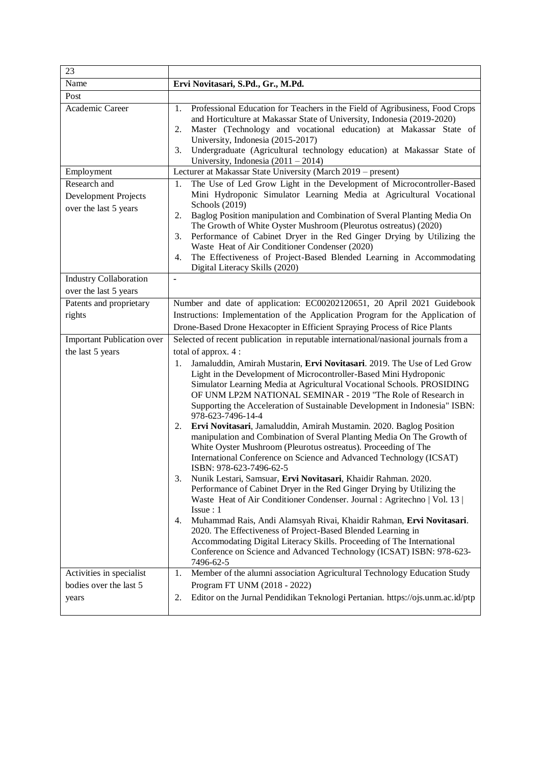| 23 | |
|---|---|
| Name | **Ervi Novitasari, S.Pd., Gr., M.Pd.** |
| Post | |
| Academic Career | 1. Professional Education for Teachers in the Field of Agribusiness, Food Crops and Horticulture at Makassar State of University, Indonesia (2019-2020)<br>2. Master (Technology and vocational education) at Makassar State of University, Indonesia (2015-2017)<br>3. Undergraduate (Agricultural technology education) at Makassar State of University, Indonesia (2011 – 2014) |
| Employment | Lecturer at Makassar State University (March 2019 – present) |
| Research and Development Projects over the last 5 years | 1. The Use of Led Grow Light in the Development of Microcontroller-Based Mini Hydroponic Simulator Learning Media at Agricultural Vocational Schools (2019)<br>2. Baglog Position manipulation and Combination of Sveral Planting Media On The Growth of White Oyster Mushroom (Pleurotus ostreatus) (2020)<br>3. Performance of Cabinet Dryer in the Red Ginger Drying by Utilizing the Waste Heat of Air Conditioner Condenser (2020)<br>4. The Effectiveness of Project-Based Blended Learning in Accommodating Digital Literacy Skills (2020) |
| Industry Collaboration over the last 5 years | - |
| Patents and proprietary rights | Number and date of application: EC00202120651, 20 April 2021 Guidebook Instructions: Implementation of the Application Program for the Application of Drone-Based Drone Hexacopter in Efficient Spraying Process of Rice Plants |
| Important Publication over the last 5 years | Selected of recent publication in reputable international/nasional journals from a total of approx. 4 :<br>1. Jamaluddin, Amirah Mustarin, **Ervi Novitasari**. 2019. The Use of Led Grow Light in the Development of Microcontroller-Based Mini Hydroponic Simulator Learning Media at Agricultural Vocational Schools. PROSIDING OF UNM LP2M NATIONAL SEMINAR - 2019 "The Role of Research in Supporting the Acceleration of Sustainable Development in Indonesia" ISBN: 978-623-7496-14-4<br>2. **Ervi Novitasari**, Jamaluddin, Amirah Mustamin. 2020. Baglog Position manipulation and Combination of Sveral Planting Media On The Growth of White Oyster Mushroom (Pleurotus ostreatus). Proceeding of The International Conference on Science and Advanced Technology (ICSAT) ISBN: 978-623-7496-62-5<br>3. Nunik Lestari, Samsuar, **Ervi Novitasari**, Khaidir Rahman. 2020. Performance of Cabinet Dryer in the Red Ginger Drying by Utilizing the Waste Heat of Air Conditioner Condenser. Journal : Agritechno \| Vol. 13 \| Issue : 1<br>4. Muhammad Rais, Andi Alamsyah Rivai, Khaidir Rahman, **Ervi Novitasari**. 2020. The Effectiveness of Project-Based Blended Learning in Accommodating Digital Literacy Skills. Proceeding of The International Conference on Science and Advanced Technology (ICSAT) ISBN: 978-623-7496-62-5 |
| Activities in specialist bodies over the last 5 years | 1. Member of the alumni association Agricultural Technology Education Study Program FT UNM (2018 - 2022)<br>2. Editor on the Jurnal Pendidikan Teknologi Pertanian. https://ojs.unm.ac.id/ptp |